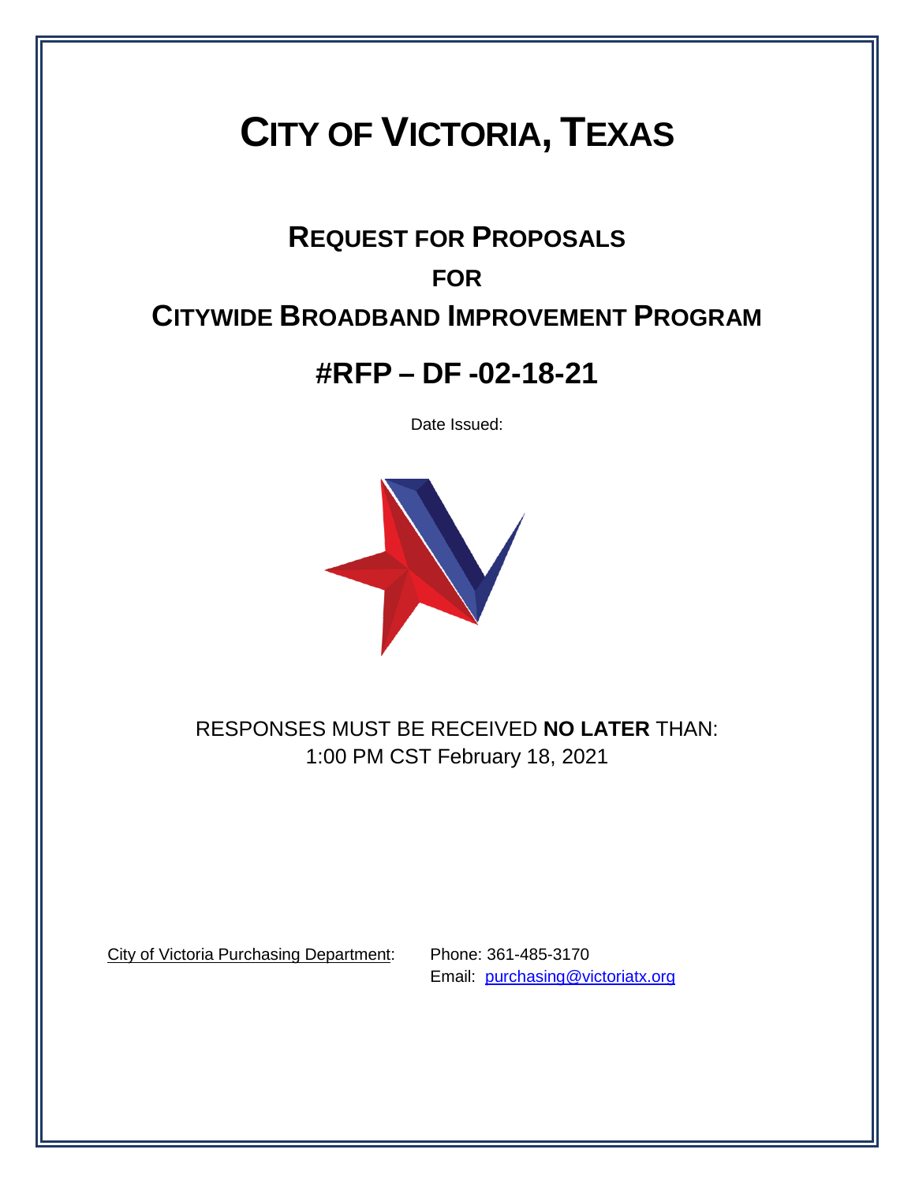# CITY OF VICTORIA, TEXAS

## REQUEST FOR PROPOSALS

## FOR

## CITYWIDE BROADBAND IMPROVEMENT PROGRAM

## #RFP – DF -02-18-21

Date Issued:

RESPONSES MUST BE RECEIVED **NO LATER** THAN:
1:00 PM CST February 18, 2021

City of Victoria Purchasing Department: Phone: 361-485-3170
Email: purchasing@victoriatx.org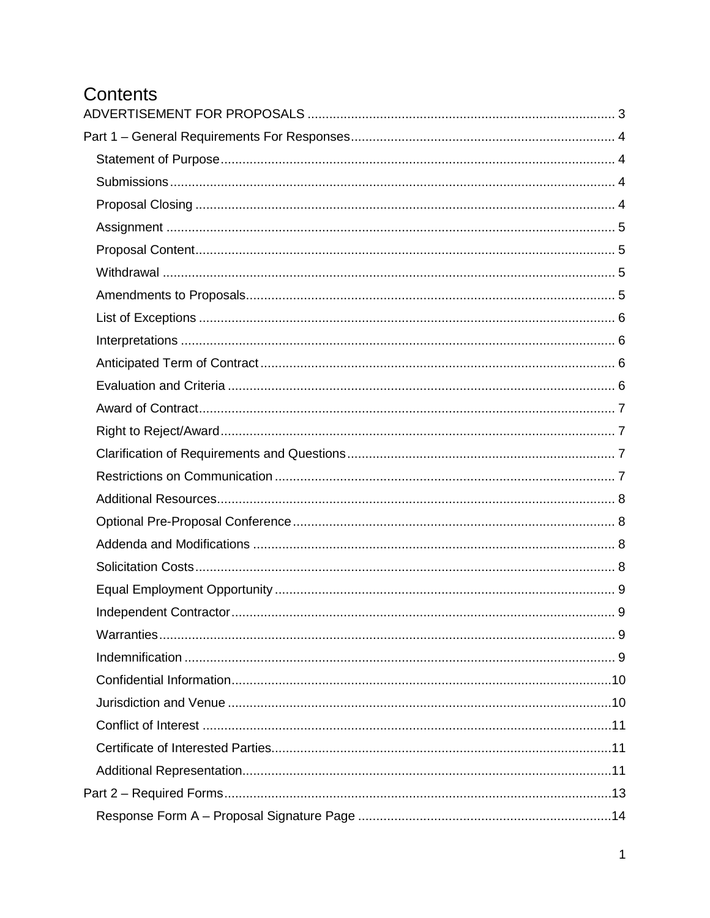# Contents

ADVERTISEMENT FOR PROPOSALS ..................................................................................... 3

Part 1 – General Requirements For Responses ......................................................................... 4

- Statement of Purpose ............................................................................................................. 4
- Submissions ............................................................................................................................ 4
- Proposal Closing ..................................................................................................................... 4
- Assignment ............................................................................................................................. 5
- Proposal Content ..................................................................................................................... 5
- Withdrawal .............................................................................................................................. 5
- Amendments to Proposals ...................................................................................................... 5
- List of Exceptions ................................................................................................................... 6
- Interpretations ......................................................................................................................... 6
- Anticipated Term of Contract .................................................................................................. 6
- Evaluation and Criteria ........................................................................................................... 6
- Award of Contract ................................................................................................................... 7
- Right to Reject/Award ............................................................................................................. 7
- Clarification of Requirements and Questions .......................................................................... 7
- Restrictions on Communication .............................................................................................. 7
- Additional Resources .............................................................................................................. 8
- Optional Pre-Proposal Conference ......................................................................................... 8
- Addenda and Modifications .................................................................................................... 8
- Solicitation Costs .................................................................................................................... 8
- Equal Employment Opportunity .............................................................................................. 9
- Independent Contractor .......................................................................................................... 9
- Warranties .............................................................................................................................. 9
- Indemnification ....................................................................................................................... 9
- Confidential Information ........................................................................................................ 10
- Jurisdiction and Venue .......................................................................................................... 10
- Conflict of Interest ................................................................................................................. 11
- Certificate of Interested Parties ............................................................................................. 11
- Additional Representation ..................................................................................................... 11

Part 2 – Required Forms ............................................................................................................ 13

- Response Form A – Proposal Signature Page ....................................................................... 14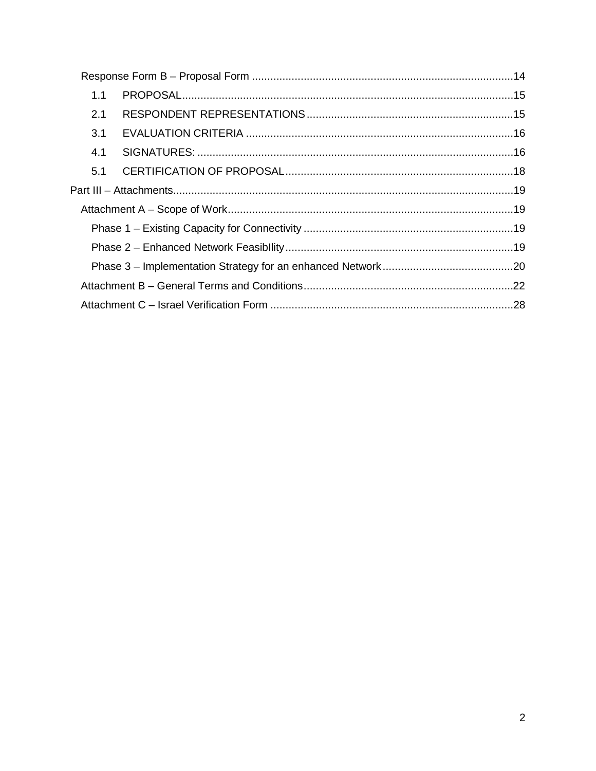Response Form B – Proposal Form .......................................................................................14

- 1.1 PROPOSAL.............................................................................................................15
- 2.1 RESPONDENT REPRESENTATIONS....................................................................15
- 3.1 EVALUATION CRITERIA ........................................................................................16
- 4.1 SIGNATURES: ........................................................................................................16
- 5.1 CERTIFICATION OF PROPOSAL...........................................................................18

Part III – Attachments...............................................................................................................19

Attachment A – Scope of Work.............................................................................................19

- Phase 1 – Existing Capacity for Connectivity .....................................................................19
- Phase 2 – Enhanced Network FeasibIlity...........................................................................19
- Phase 3 – Implementation Strategy for an enhanced Network...........................................20

Attachment B – General Terms and Conditions.....................................................................22

Attachment C – Israel Verification Form ................................................................................28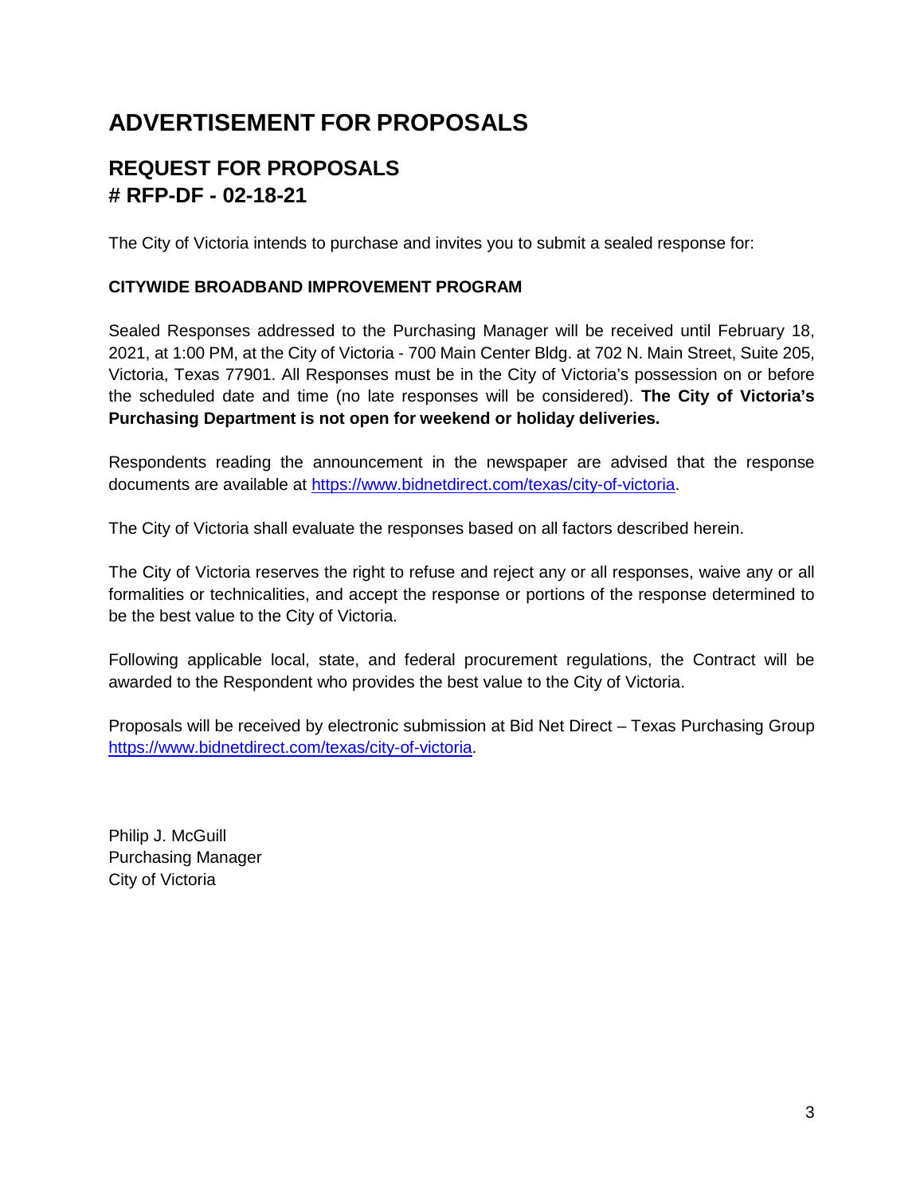# ADVERTISEMENT FOR PROPOSALS

## REQUEST FOR PROPOSALS
## # RFP-DF - 02-18-21

The City of Victoria intends to purchase and invites you to submit a sealed response for:

**CITYWIDE BROADBAND IMPROVEMENT PROGRAM**

Sealed Responses addressed to the Purchasing Manager will be received until February 18, 2021, at 1:00 PM, at the City of Victoria - 700 Main Center Bldg. at 702 N. Main Street, Suite 205, Victoria, Texas 77901. All Responses must be in the City of Victoria's possession on or before the scheduled date and time (no late responses will be considered). **The City of Victoria's Purchasing Department is not open for weekend or holiday deliveries.**

Respondents reading the announcement in the newspaper are advised that the response documents are available at https://www.bidnetdirect.com/texas/city-of-victoria.

The City of Victoria shall evaluate the responses based on all factors described herein.

The City of Victoria reserves the right to refuse and reject any or all responses, waive any or all formalities or technicalities, and accept the response or portions of the response determined to be the best value to the City of Victoria.

Following applicable local, state, and federal procurement regulations, the Contract will be awarded to the Respondent who provides the best value to the City of Victoria.

Proposals will be received by electronic submission at Bid Net Direct – Texas Purchasing Group https://www.bidnetdirect.com/texas/city-of-victoria.

Philip J. McGuill
Purchasing Manager
City of Victoria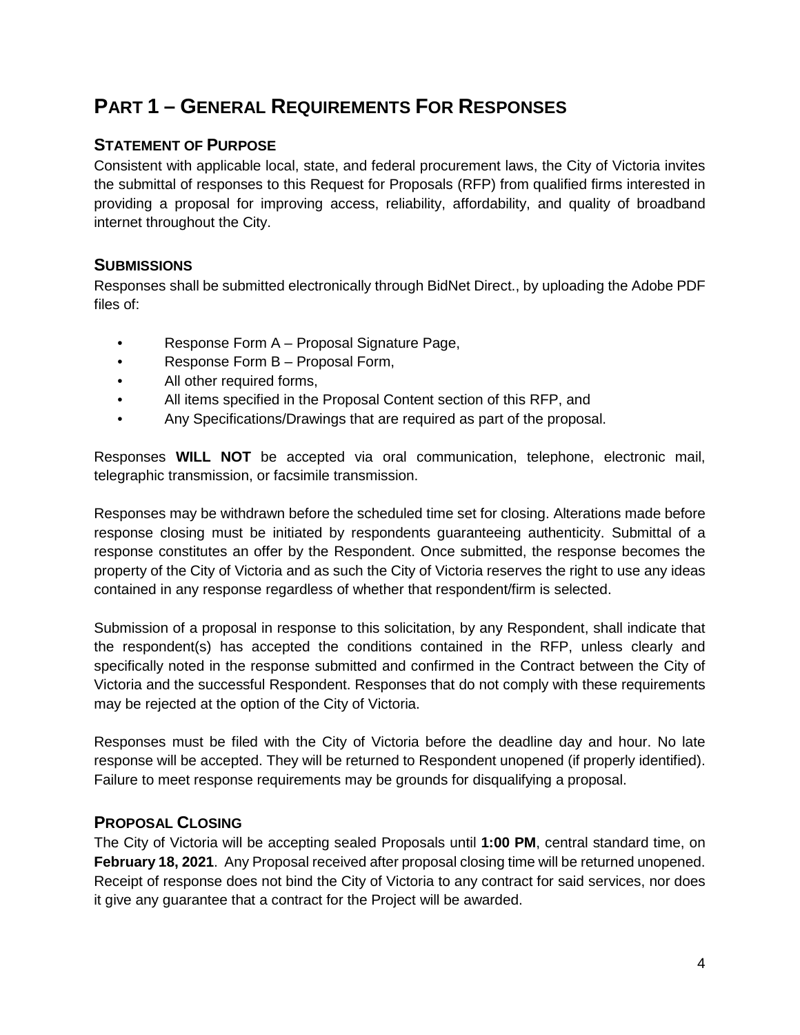# PART 1 – GENERAL REQUIREMENTS FOR RESPONSES

## STATEMENT OF PURPOSE

Consistent with applicable local, state, and federal procurement laws, the City of Victoria invites the submittal of responses to this Request for Proposals (RFP) from qualified firms interested in providing a proposal for improving access, reliability, affordability, and quality of broadband internet throughout the City.

## SUBMISSIONS

Responses shall be submitted electronically through BidNet Direct., by uploading the Adobe PDF files of:

- Response Form A – Proposal Signature Page,
- Response Form B – Proposal Form,
- All other required forms,
- All items specified in the Proposal Content section of this RFP, and
- Any Specifications/Drawings that are required as part of the proposal.

Responses **WILL NOT** be accepted via oral communication, telephone, electronic mail, telegraphic transmission, or facsimile transmission.

Responses may be withdrawn before the scheduled time set for closing. Alterations made before response closing must be initiated by respondents guaranteeing authenticity. Submittal of a response constitutes an offer by the Respondent. Once submitted, the response becomes the property of the City of Victoria and as such the City of Victoria reserves the right to use any ideas contained in any response regardless of whether that respondent/firm is selected.

Submission of a proposal in response to this solicitation, by any Respondent, shall indicate that the respondent(s) has accepted the conditions contained in the RFP, unless clearly and specifically noted in the response submitted and confirmed in the Contract between the City of Victoria and the successful Respondent. Responses that do not comply with these requirements may be rejected at the option of the City of Victoria.

Responses must be filed with the City of Victoria before the deadline day and hour. No late response will be accepted. They will be returned to Respondent unopened (if properly identified). Failure to meet response requirements may be grounds for disqualifying a proposal.

## PROPOSAL CLOSING

The City of Victoria will be accepting sealed Proposals until **1:00 PM**, central standard time, on **February 18, 2021**. Any Proposal received after proposal closing time will be returned unopened. Receipt of response does not bind the City of Victoria to any contract for said services, nor does it give any guarantee that a contract for the Project will be awarded.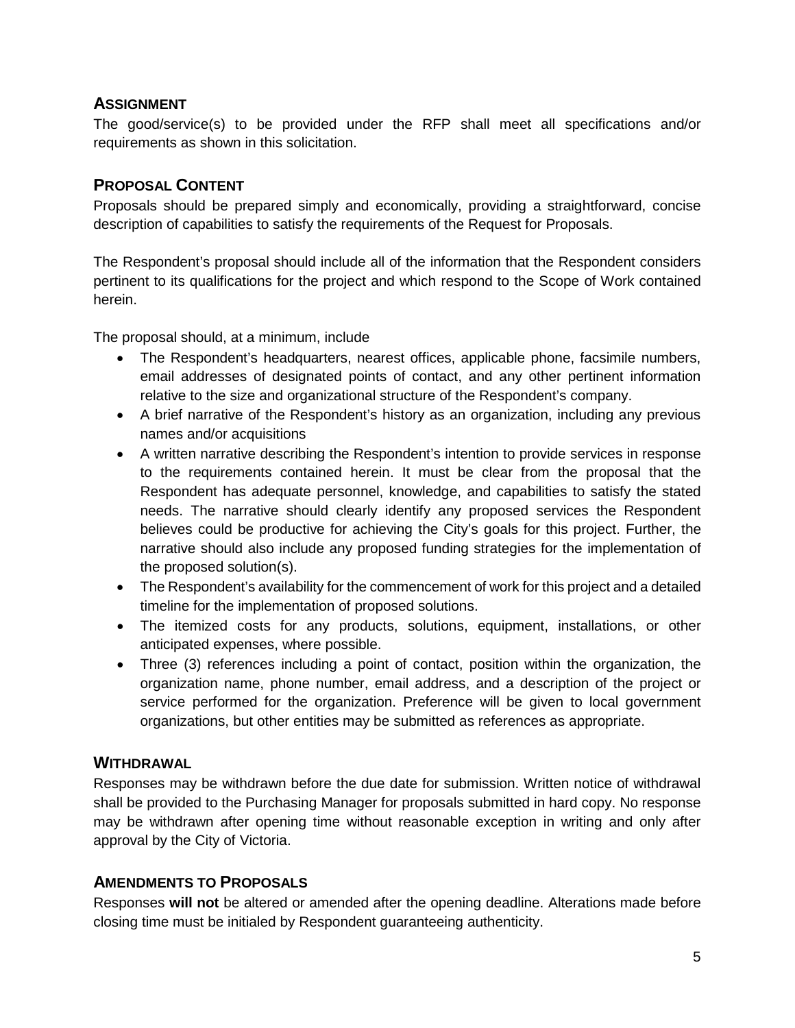## ASSIGNMENT

The good/service(s) to be provided under the RFP shall meet all specifications and/or requirements as shown in this solicitation.

## PROPOSAL CONTENT

Proposals should be prepared simply and economically, providing a straightforward, concise description of capabilities to satisfy the requirements of the Request for Proposals.

The Respondent's proposal should include all of the information that the Respondent considers pertinent to its qualifications for the project and which respond to the Scope of Work contained herein.

The proposal should, at a minimum, include

- The Respondent's headquarters, nearest offices, applicable phone, facsimile numbers, email addresses of designated points of contact, and any other pertinent information relative to the size and organizational structure of the Respondent's company.
- A brief narrative of the Respondent's history as an organization, including any previous names and/or acquisitions
- A written narrative describing the Respondent's intention to provide services in response to the requirements contained herein. It must be clear from the proposal that the Respondent has adequate personnel, knowledge, and capabilities to satisfy the stated needs. The narrative should clearly identify any proposed services the Respondent believes could be productive for achieving the City's goals for this project. Further, the narrative should also include any proposed funding strategies for the implementation of the proposed solution(s).
- The Respondent's availability for the commencement of work for this project and a detailed timeline for the implementation of proposed solutions.
- The itemized costs for any products, solutions, equipment, installations, or other anticipated expenses, where possible.
- Three (3) references including a point of contact, position within the organization, the organization name, phone number, email address, and a description of the project or service performed for the organization. Preference will be given to local government organizations, but other entities may be submitted as references as appropriate.

## WITHDRAWAL

Responses may be withdrawn before the due date for submission. Written notice of withdrawal shall be provided to the Purchasing Manager for proposals submitted in hard copy. No response may be withdrawn after opening time without reasonable exception in writing and only after approval by the City of Victoria.

## AMENDMENTS TO PROPOSALS

Responses **will not** be altered or amended after the opening deadline. Alterations made before closing time must be initialed by Respondent guaranteeing authenticity.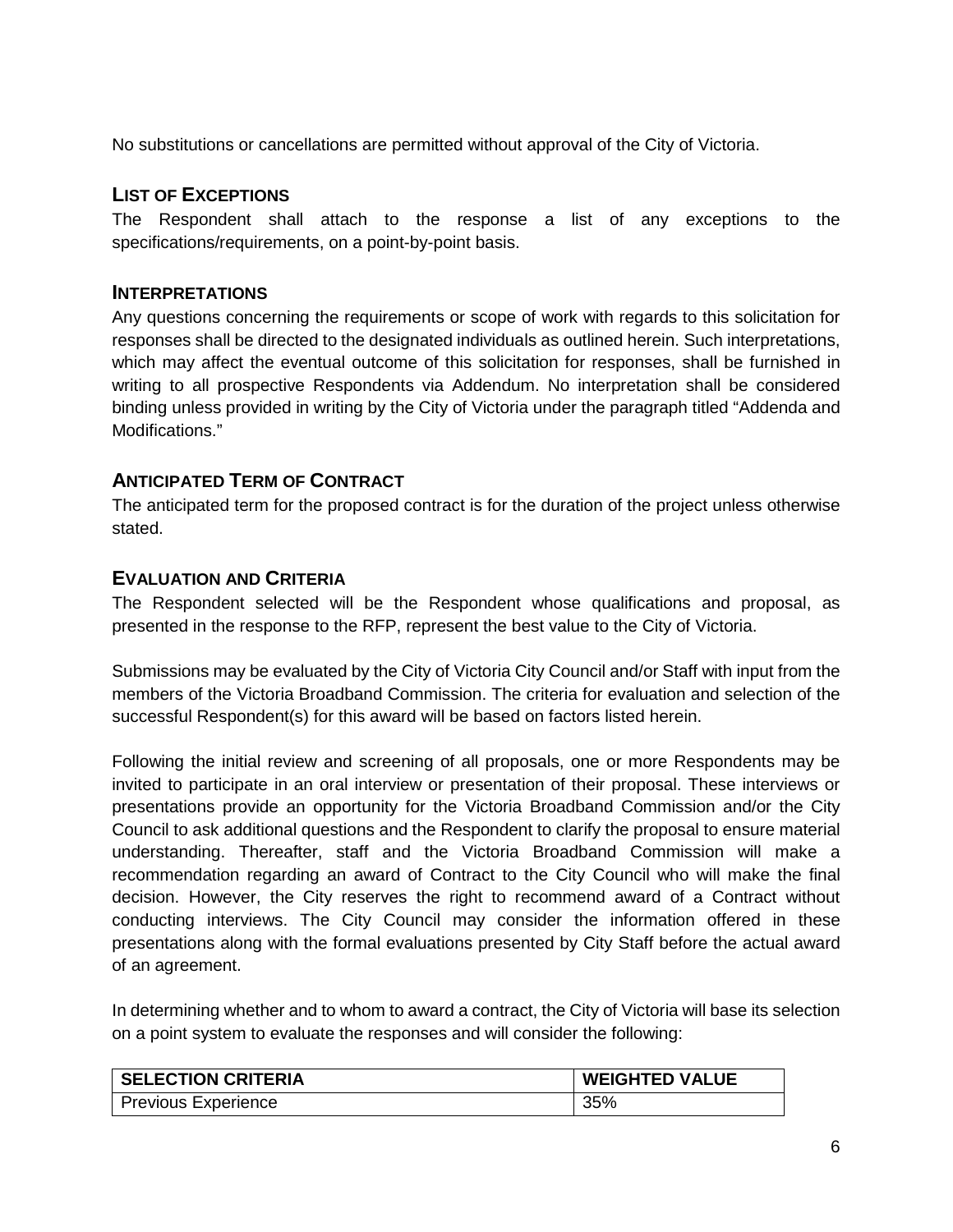No substitutions or cancellations are permitted without approval of the City of Victoria.

## LIST OF EXCEPTIONS

The Respondent shall attach to the response a list of any exceptions to the specifications/requirements, on a point-by-point basis.

## INTERPRETATIONS

Any questions concerning the requirements or scope of work with regards to this solicitation for responses shall be directed to the designated individuals as outlined herein. Such interpretations, which may affect the eventual outcome of this solicitation for responses, shall be furnished in writing to all prospective Respondents via Addendum. No interpretation shall be considered binding unless provided in writing by the City of Victoria under the paragraph titled "Addenda and Modifications."

## ANTICIPATED TERM OF CONTRACT

The anticipated term for the proposed contract is for the duration of the project unless otherwise stated.

## EVALUATION AND CRITERIA

The Respondent selected will be the Respondent whose qualifications and proposal, as presented in the response to the RFP, represent the best value to the City of Victoria.

Submissions may be evaluated by the City of Victoria City Council and/or Staff with input from the members of the Victoria Broadband Commission. The criteria for evaluation and selection of the successful Respondent(s) for this award will be based on factors listed herein.

Following the initial review and screening of all proposals, one or more Respondents may be invited to participate in an oral interview or presentation of their proposal. These interviews or presentations provide an opportunity for the Victoria Broadband Commission and/or the City Council to ask additional questions and the Respondent to clarify the proposal to ensure material understanding. Thereafter, staff and the Victoria Broadband Commission will make a recommendation regarding an award of Contract to the City Council who will make the final decision. However, the City reserves the right to recommend award of a Contract without conducting interviews. The City Council may consider the information offered in these presentations along with the formal evaluations presented by City Staff before the actual award of an agreement.

In determining whether and to whom to award a contract, the City of Victoria will base its selection on a point system to evaluate the responses and will consider the following:

| SELECTION CRITERIA | WEIGHTED VALUE |
|---|---|
| Previous Experience | 35% |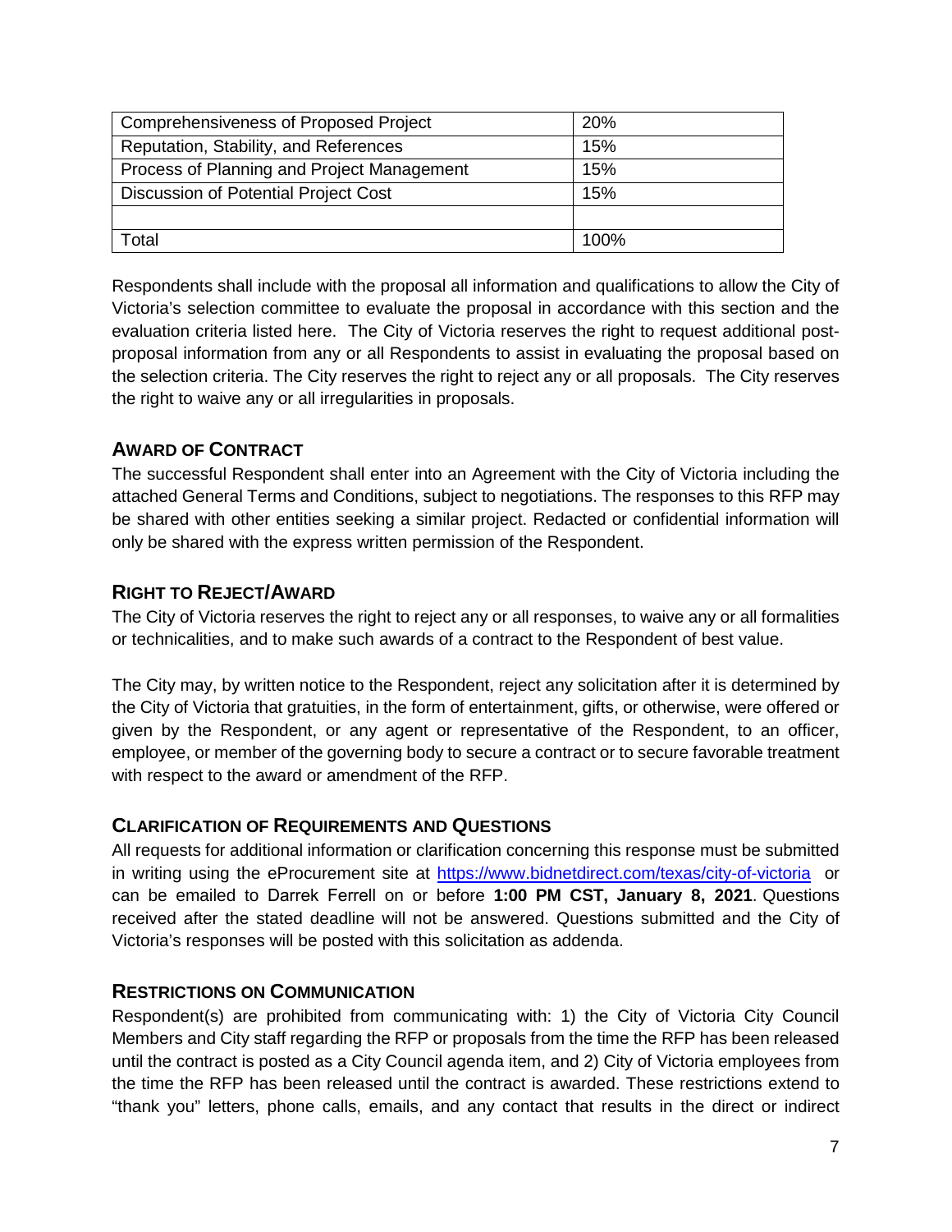| Comprehensiveness of Proposed Project | 20% |
|---|---|
| Reputation, Stability, and References | 15% |
| Process of Planning and Project Management | 15% |
| Discussion of Potential Project Cost | 15% |
| | |
| Total | 100% |

Respondents shall include with the proposal all information and qualifications to allow the City of Victoria's selection committee to evaluate the proposal in accordance with this section and the evaluation criteria listed here. The City of Victoria reserves the right to request additional post-proposal information from any or all Respondents to assist in evaluating the proposal based on the selection criteria. The City reserves the right to reject any or all proposals. The City reserves the right to waive any or all irregularities in proposals.

## AWARD OF CONTRACT

The successful Respondent shall enter into an Agreement with the City of Victoria including the attached General Terms and Conditions, subject to negotiations. The responses to this RFP may be shared with other entities seeking a similar project. Redacted or confidential information will only be shared with the express written permission of the Respondent.

## RIGHT TO REJECT/AWARD

The City of Victoria reserves the right to reject any or all responses, to waive any or all formalities or technicalities, and to make such awards of a contract to the Respondent of best value.

The City may, by written notice to the Respondent, reject any solicitation after it is determined by the City of Victoria that gratuities, in the form of entertainment, gifts, or otherwise, were offered or given by the Respondent, or any agent or representative of the Respondent, to an officer, employee, or member of the governing body to secure a contract or to secure favorable treatment with respect to the award or amendment of the RFP.

## CLARIFICATION OF REQUIREMENTS AND QUESTIONS

All requests for additional information or clarification concerning this response must be submitted in writing using the eProcurement site at https://www.bidnetdirect.com/texas/city-of-victoria or can be emailed to Darrek Ferrell on or before **1:00 PM CST, January 8, 2021**. Questions received after the stated deadline will not be answered. Questions submitted and the City of Victoria's responses will be posted with this solicitation as addenda.

## RESTRICTIONS ON COMMUNICATION

Respondent(s) are prohibited from communicating with: 1) the City of Victoria City Council Members and City staff regarding the RFP or proposals from the time the RFP has been released until the contract is posted as a City Council agenda item, and 2) City of Victoria employees from the time the RFP has been released until the contract is awarded. These restrictions extend to "thank you" letters, phone calls, emails, and any contact that results in the direct or indirect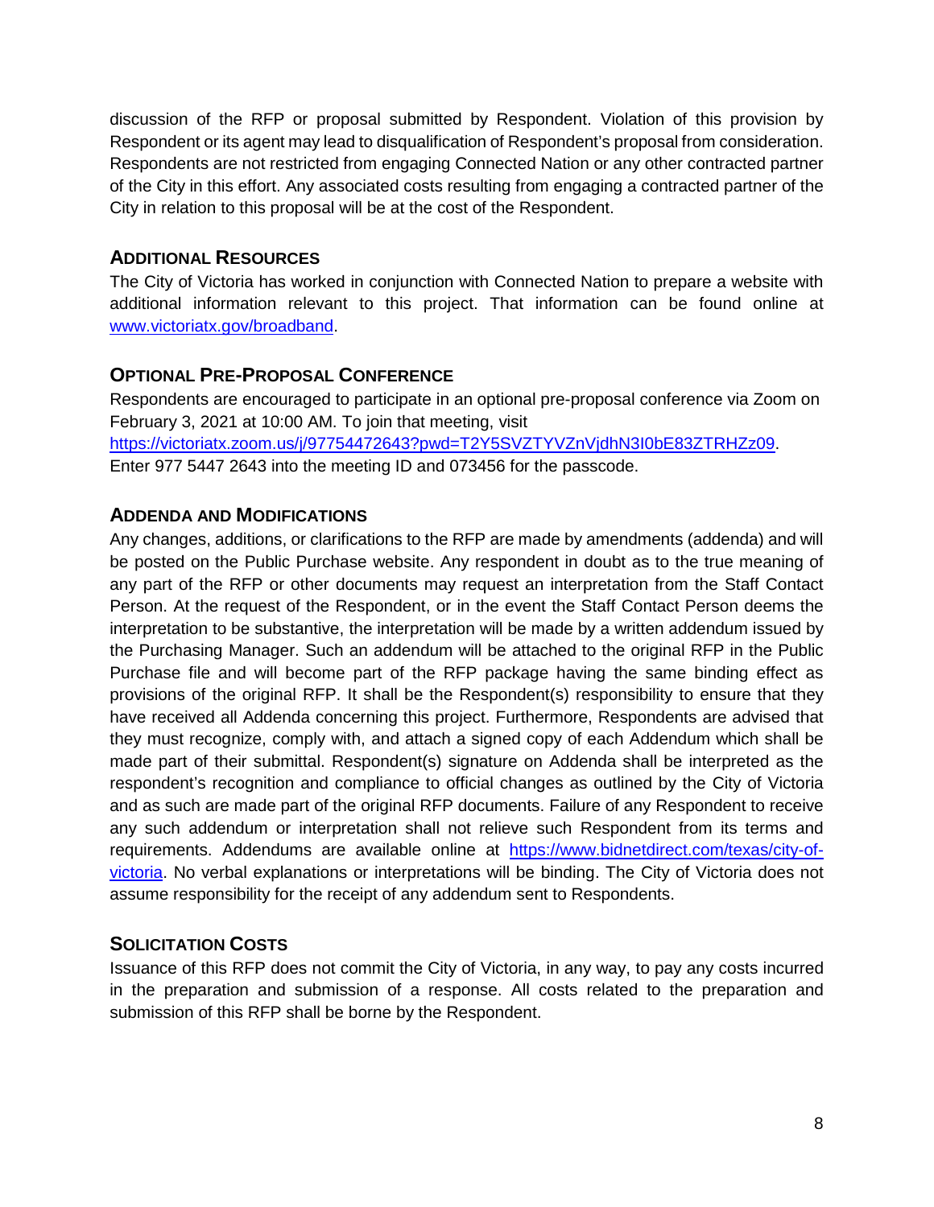discussion of the RFP or proposal submitted by Respondent. Violation of this provision by Respondent or its agent may lead to disqualification of Respondent's proposal from consideration. Respondents are not restricted from engaging Connected Nation or any other contracted partner of the City in this effort. Any associated costs resulting from engaging a contracted partner of the City in relation to this proposal will be at the cost of the Respondent.

## ADDITIONAL RESOURCES

The City of Victoria has worked in conjunction with Connected Nation to prepare a website with additional information relevant to this project. That information can be found online at [www.victoriatx.gov/broadband](www.victoriatx.gov/broadband).

## OPTIONAL PRE-PROPOSAL CONFERENCE

Respondents are encouraged to participate in an optional pre-proposal conference via Zoom on February 3, 2021 at 10:00 AM. To join that meeting, visit [https://victoriatx.zoom.us/j/97754472643?pwd=T2Y5SVZTYVZnVjdhN3I0bE83ZTRHZz09](https://victoriatx.zoom.us/j/97754472643?pwd=T2Y5SVZTYVZnVjdhN3I0bE83ZTRHZz09). Enter 977 5447 2643 into the meeting ID and 073456 for the passcode.

## ADDENDA AND MODIFICATIONS

Any changes, additions, or clarifications to the RFP are made by amendments (addenda) and will be posted on the Public Purchase website. Any respondent in doubt as to the true meaning of any part of the RFP or other documents may request an interpretation from the Staff Contact Person. At the request of the Respondent, or in the event the Staff Contact Person deems the interpretation to be substantive, the interpretation will be made by a written addendum issued by the Purchasing Manager. Such an addendum will be attached to the original RFP in the Public Purchase file and will become part of the RFP package having the same binding effect as provisions of the original RFP. It shall be the Respondent(s) responsibility to ensure that they have received all Addenda concerning this project. Furthermore, Respondents are advised that they must recognize, comply with, and attach a signed copy of each Addendum which shall be made part of their submittal. Respondent(s) signature on Addenda shall be interpreted as the respondent's recognition and compliance to official changes as outlined by the City of Victoria and as such are made part of the original RFP documents. Failure of any Respondent to receive any such addendum or interpretation shall not relieve such Respondent from its terms and requirements. Addendums are available online at [https://www.bidnetdirect.com/texas/city-of-victoria](https://www.bidnetdirect.com/texas/city-of-victoria). No verbal explanations or interpretations will be binding. The City of Victoria does not assume responsibility for the receipt of any addendum sent to Respondents.

## SOLICITATION COSTS

Issuance of this RFP does not commit the City of Victoria, in any way, to pay any costs incurred in the preparation and submission of a response. All costs related to the preparation and submission of this RFP shall be borne by the Respondent.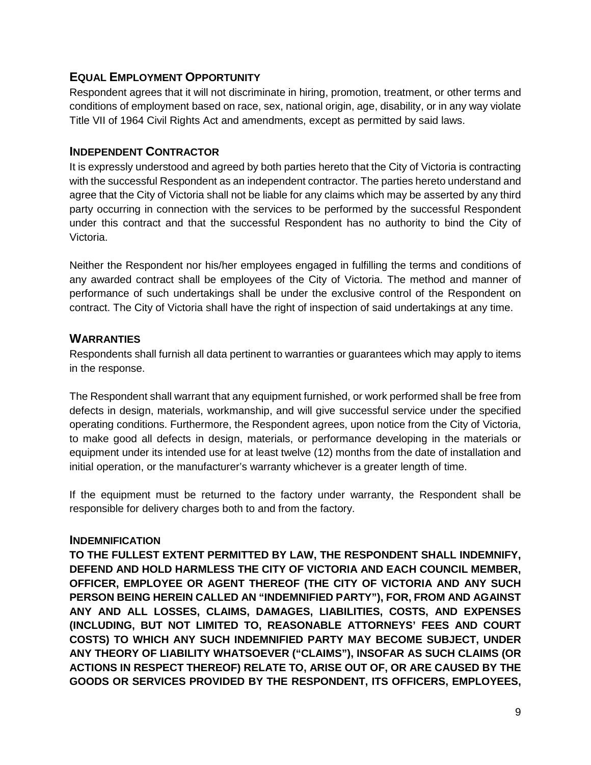## EQUAL EMPLOYMENT OPPORTUNITY

Respondent agrees that it will not discriminate in hiring, promotion, treatment, or other terms and conditions of employment based on race, sex, national origin, age, disability, or in any way violate Title VII of 1964 Civil Rights Act and amendments, except as permitted by said laws.

## INDEPENDENT CONTRACTOR

It is expressly understood and agreed by both parties hereto that the City of Victoria is contracting with the successful Respondent as an independent contractor. The parties hereto understand and agree that the City of Victoria shall not be liable for any claims which may be asserted by any third party occurring in connection with the services to be performed by the successful Respondent under this contract and that the successful Respondent has no authority to bind the City of Victoria.

Neither the Respondent nor his/her employees engaged in fulfilling the terms and conditions of any awarded contract shall be employees of the City of Victoria. The method and manner of performance of such undertakings shall be under the exclusive control of the Respondent on contract. The City of Victoria shall have the right of inspection of said undertakings at any time.

## WARRANTIES

Respondents shall furnish all data pertinent to warranties or guarantees which may apply to items in the response.

The Respondent shall warrant that any equipment furnished, or work performed shall be free from defects in design, materials, workmanship, and will give successful service under the specified operating conditions. Furthermore, the Respondent agrees, upon notice from the City of Victoria, to make good all defects in design, materials, or performance developing in the materials or equipment under its intended use for at least twelve (12) months from the date of installation and initial operation, or the manufacturer's warranty whichever is a greater length of time.

If the equipment must be returned to the factory under warranty, the Respondent shall be responsible for delivery charges both to and from the factory.

## INDEMNIFICATION

**TO THE FULLEST EXTENT PERMITTED BY LAW, THE RESPONDENT SHALL INDEMNIFY, DEFEND AND HOLD HARMLESS THE CITY OF VICTORIA AND EACH COUNCIL MEMBER, OFFICER, EMPLOYEE OR AGENT THEREOF (THE CITY OF VICTORIA AND ANY SUCH PERSON BEING HEREIN CALLED AN "INDEMNIFIED PARTY"), FOR, FROM AND AGAINST ANY AND ALL LOSSES, CLAIMS, DAMAGES, LIABILITIES, COSTS, AND EXPENSES (INCLUDING, BUT NOT LIMITED TO, REASONABLE ATTORNEYS' FEES AND COURT COSTS) TO WHICH ANY SUCH INDEMNIFIED PARTY MAY BECOME SUBJECT, UNDER ANY THEORY OF LIABILITY WHATSOEVER ("CLAIMS"), INSOFAR AS SUCH CLAIMS (OR ACTIONS IN RESPECT THEREOF) RELATE TO, ARISE OUT OF, OR ARE CAUSED BY THE GOODS OR SERVICES PROVIDED BY THE RESPONDENT, ITS OFFICERS, EMPLOYEES,**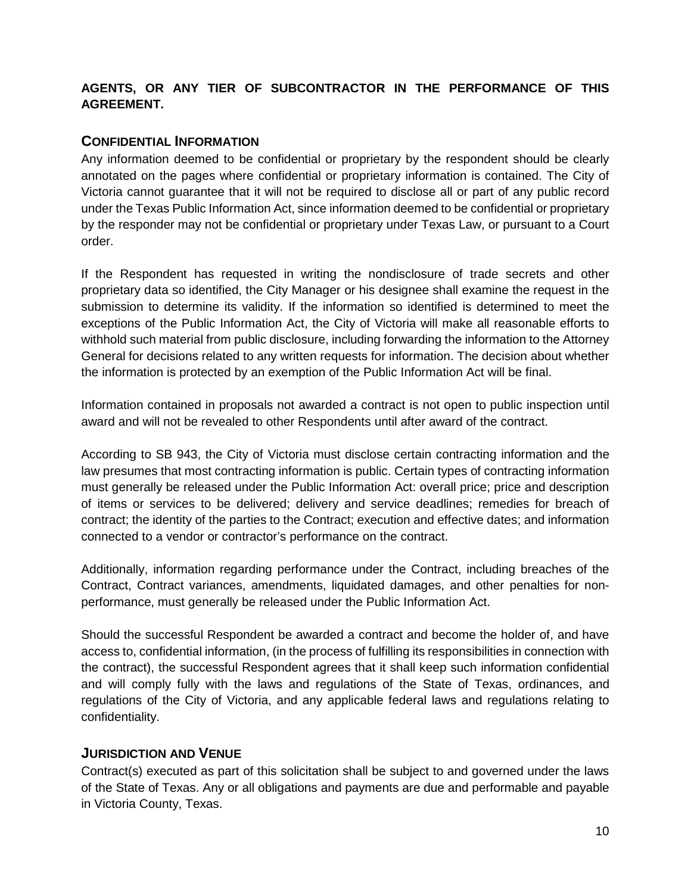**AGENTS, OR ANY TIER OF SUBCONTRACTOR IN THE PERFORMANCE OF THIS AGREEMENT.**

## CONFIDENTIAL INFORMATION

Any information deemed to be confidential or proprietary by the respondent should be clearly annotated on the pages where confidential or proprietary information is contained. The City of Victoria cannot guarantee that it will not be required to disclose all or part of any public record under the Texas Public Information Act, since information deemed to be confidential or proprietary by the responder may not be confidential or proprietary under Texas Law, or pursuant to a Court order.

If the Respondent has requested in writing the nondisclosure of trade secrets and other proprietary data so identified, the City Manager or his designee shall examine the request in the submission to determine its validity. If the information so identified is determined to meet the exceptions of the Public Information Act, the City of Victoria will make all reasonable efforts to withhold such material from public disclosure, including forwarding the information to the Attorney General for decisions related to any written requests for information. The decision about whether the information is protected by an exemption of the Public Information Act will be final.

Information contained in proposals not awarded a contract is not open to public inspection until award and will not be revealed to other Respondents until after award of the contract.

According to SB 943, the City of Victoria must disclose certain contracting information and the law presumes that most contracting information is public. Certain types of contracting information must generally be released under the Public Information Act: overall price; price and description of items or services to be delivered; delivery and service deadlines; remedies for breach of contract; the identity of the parties to the Contract; execution and effective dates; and information connected to a vendor or contractor's performance on the contract.

Additionally, information regarding performance under the Contract, including breaches of the Contract, Contract variances, amendments, liquidated damages, and other penalties for non-performance, must generally be released under the Public Information Act.

Should the successful Respondent be awarded a contract and become the holder of, and have access to, confidential information, (in the process of fulfilling its responsibilities in connection with the contract), the successful Respondent agrees that it shall keep such information confidential and will comply fully with the laws and regulations of the State of Texas, ordinances, and regulations of the City of Victoria, and any applicable federal laws and regulations relating to confidentiality.

## JURISDICTION AND VENUE

Contract(s) executed as part of this solicitation shall be subject to and governed under the laws of the State of Texas. Any or all obligations and payments are due and performable and payable in Victoria County, Texas.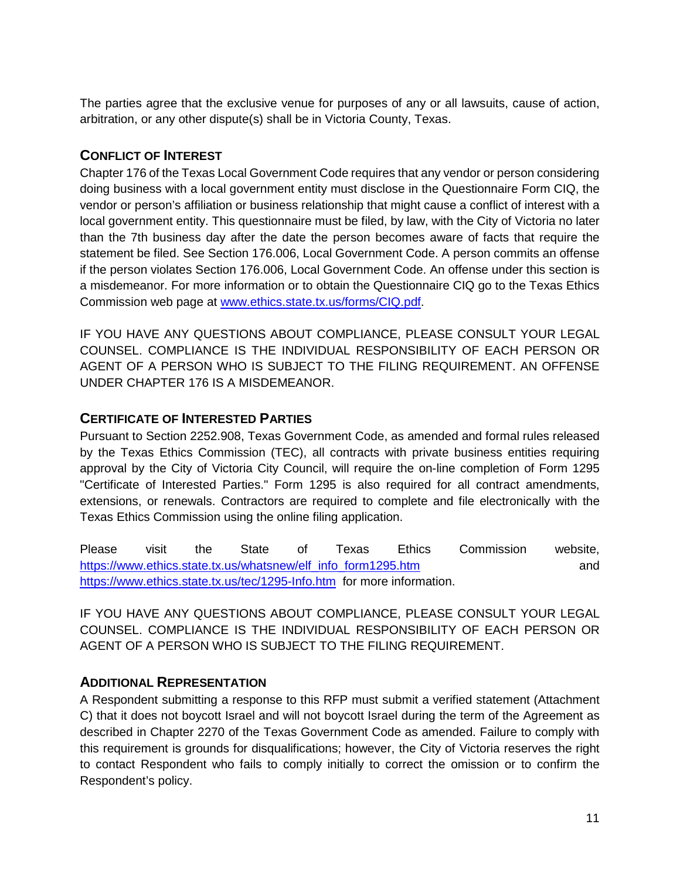The parties agree that the exclusive venue for purposes of any or all lawsuits, cause of action, arbitration, or any other dispute(s) shall be in Victoria County, Texas.

## CONFLICT OF INTEREST

Chapter 176 of the Texas Local Government Code requires that any vendor or person considering doing business with a local government entity must disclose in the Questionnaire Form CIQ, the vendor or person's affiliation or business relationship that might cause a conflict of interest with a local government entity. This questionnaire must be filed, by law, with the City of Victoria no later than the 7th business day after the date the person becomes aware of facts that require the statement be filed. See Section 176.006, Local Government Code. A person commits an offense if the person violates Section 176.006, Local Government Code. An offense under this section is a misdemeanor. For more information or to obtain the Questionnaire CIQ go to the Texas Ethics Commission web page at [www.ethics.state.tx.us/forms/CIQ.pdf](www.ethics.state.tx.us/forms/CIQ.pdf).

IF YOU HAVE ANY QUESTIONS ABOUT COMPLIANCE, PLEASE CONSULT YOUR LEGAL COUNSEL. COMPLIANCE IS THE INDIVIDUAL RESPONSIBILITY OF EACH PERSON OR AGENT OF A PERSON WHO IS SUBJECT TO THE FILING REQUIREMENT. AN OFFENSE UNDER CHAPTER 176 IS A MISDEMEANOR.

## CERTIFICATE OF INTERESTED PARTIES

Pursuant to Section 2252.908, Texas Government Code, as amended and formal rules released by the Texas Ethics Commission (TEC), all contracts with private business entities requiring approval by the City of Victoria City Council, will require the on-line completion of Form 1295 "Certificate of Interested Parties." Form 1295 is also required for all contract amendments, extensions, or renewals. Contractors are required to complete and file electronically with the Texas Ethics Commission using the online filing application.

Please visit the State of Texas Ethics Commission website, [https://www.ethics.state.tx.us/whatsnew/elf_info_form1295.htm](https://www.ethics.state.tx.us/whatsnew/elf_info_form1295.htm) and [https://www.ethics.state.tx.us/tec/1295-Info.htm](https://www.ethics.state.tx.us/tec/1295-Info.htm) for more information.

IF YOU HAVE ANY QUESTIONS ABOUT COMPLIANCE, PLEASE CONSULT YOUR LEGAL COUNSEL. COMPLIANCE IS THE INDIVIDUAL RESPONSIBILITY OF EACH PERSON OR AGENT OF A PERSON WHO IS SUBJECT TO THE FILING REQUIREMENT.

## ADDITIONAL REPRESENTATION

A Respondent submitting a response to this RFP must submit a verified statement (Attachment C) that it does not boycott Israel and will not boycott Israel during the term of the Agreement as described in Chapter 2270 of the Texas Government Code as amended. Failure to comply with this requirement is grounds for disqualifications; however, the City of Victoria reserves the right to contact Respondent who fails to comply initially to correct the omission or to confirm the Respondent's policy.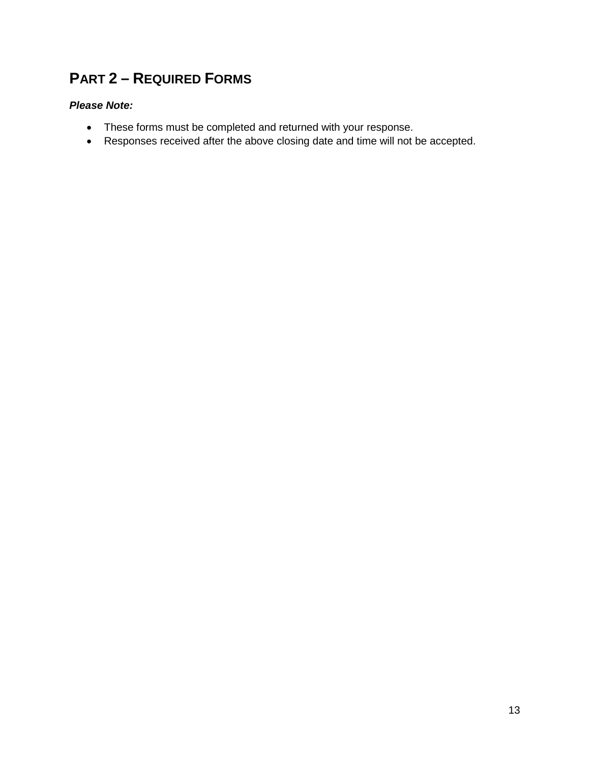## PART 2 – REQUIRED FORMS

***Please Note:***

- These forms must be completed and returned with your response.
- Responses received after the above closing date and time will not be accepted.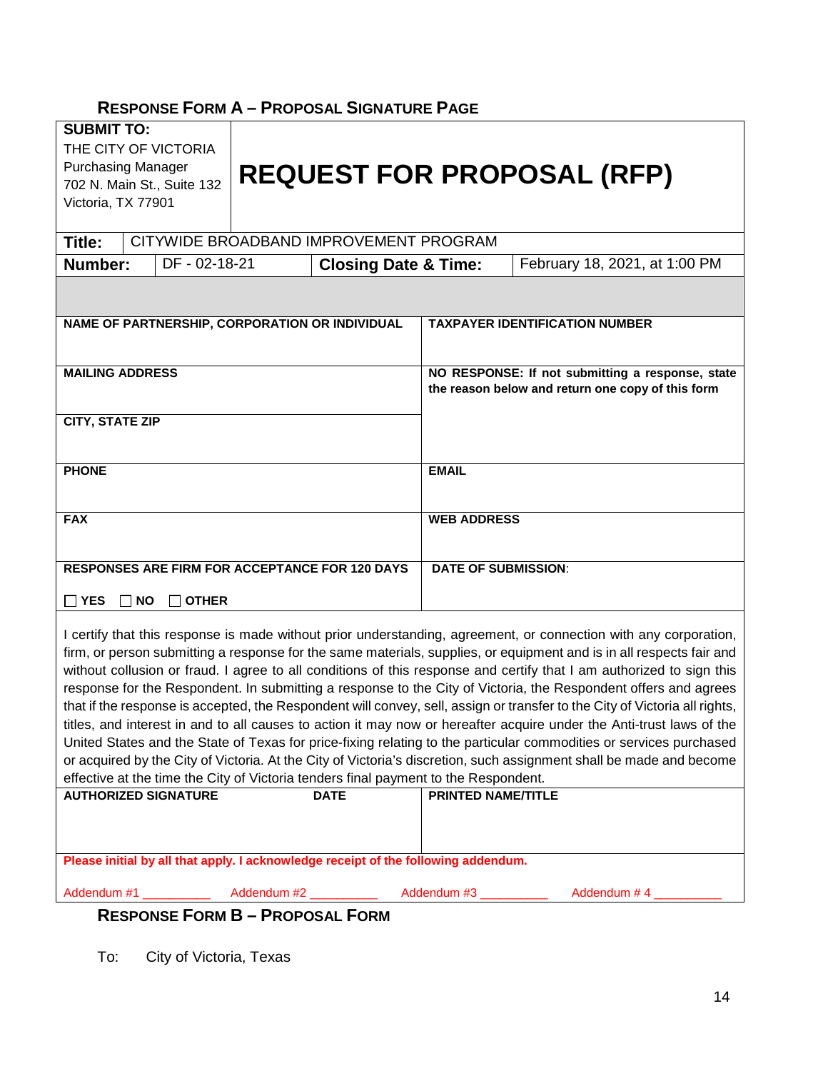## Response Form A – Proposal Signature Page

| **SUBMIT TO:** THE CITY OF VICTORIA Purchasing Manager 702 N. Main St., Suite 132 Victoria, TX 77901 | **REQUEST FOR PROPOSAL (RFP)** | | |
|---|---|---|---|
| **Title:** | CITYWIDE BROADBAND IMPROVEMENT PROGRAM | | |
| **Number:** | DF - 02-18-21 | **Closing Date & Time:** | February 18, 2021, at 1:00 PM |

| | |
|---|---|
| **NAME OF PARTNERSHIP, CORPORATION OR INDIVIDUAL** | **TAXPAYER IDENTIFICATION NUMBER** |
| **MAILING ADDRESS** | **NO RESPONSE: If not submitting a response, state the reason below and return one copy of this form** |
| **CITY, STATE ZIP** | |
| **PHONE** | **EMAIL** |
| **FAX** | **WEB ADDRESS** |
| **RESPONSES ARE FIRM FOR ACCEPTANCE FOR 120 DAYS** ☐ **YES** ☐ **NO** ☐ **OTHER** | **DATE OF SUBMISSION**: |

I certify that this response is made without prior understanding, agreement, or connection with any corporation, firm, or person submitting a response for the same materials, supplies, or equipment and is in all respects fair and without collusion or fraud. I agree to all conditions of this response and certify that I am authorized to sign this response for the Respondent. In submitting a response to the City of Victoria, the Respondent offers and agrees that if the response is accepted, the Respondent will convey, sell, assign or transfer to the City of Victoria all rights, titles, and interest in and to all causes to action it may now or hereafter acquire under the Anti-trust laws of the United States and the State of Texas for price-fixing relating to the particular commodities or services purchased or acquired by the City of Victoria. At the City of Victoria's discretion, such assignment shall be made and become effective at the time the City of Victoria tenders final payment to the Respondent.

| **AUTHORIZED SIGNATURE** | **DATE** | **PRINTED NAME/TITLE** |
|---|---|---|
| | | |

**Please initial by all that apply. I acknowledge receipt of the following addendum.**

Addendum #1 __________ Addendum #2 __________ Addendum #3 __________ Addendum # 4 __________

## Response Form B – Proposal Form

To: City of Victoria, Texas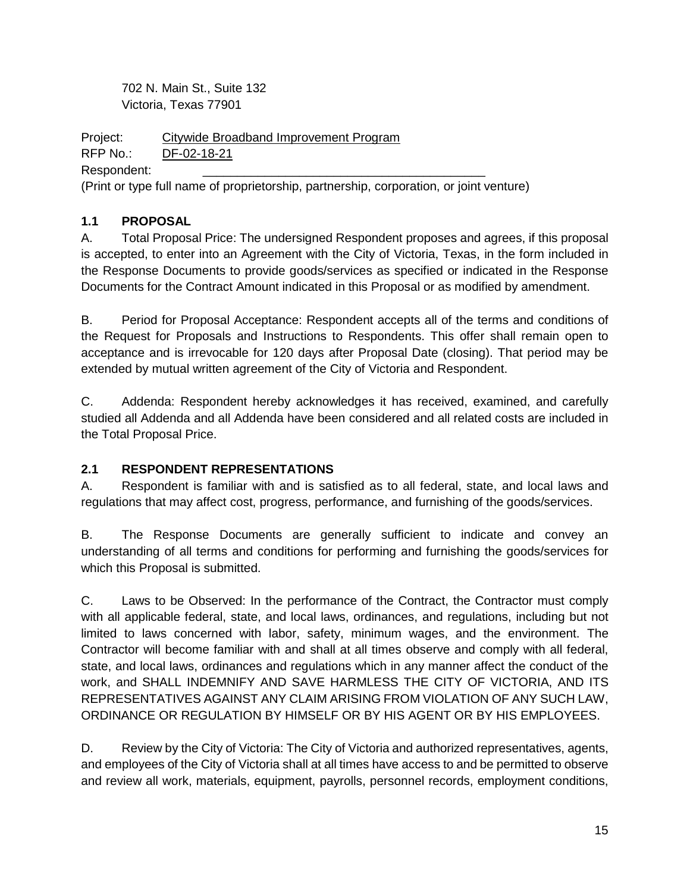702 N. Main St., Suite 132
Victoria, Texas 77901

Project: Citywide Broadband Improvement Program
RFP No.: DF-02-18-21
Respondent: ___________________________________________
(Print or type full name of proprietorship, partnership, corporation, or joint venture)

### 1.1 PROPOSAL

A. Total Proposal Price: The undersigned Respondent proposes and agrees, if this proposal is accepted, to enter into an Agreement with the City of Victoria, Texas, in the form included in the Response Documents to provide goods/services as specified or indicated in the Response Documents for the Contract Amount indicated in this Proposal or as modified by amendment.

B. Period for Proposal Acceptance: Respondent accepts all of the terms and conditions of the Request for Proposals and Instructions to Respondents. This offer shall remain open to acceptance and is irrevocable for 120 days after Proposal Date (closing). That period may be extended by mutual written agreement of the City of Victoria and Respondent.

C. Addenda: Respondent hereby acknowledges it has received, examined, and carefully studied all Addenda and all Addenda have been considered and all related costs are included in the Total Proposal Price.

### 2.1 RESPONDENT REPRESENTATIONS

A. Respondent is familiar with and is satisfied as to all federal, state, and local laws and regulations that may affect cost, progress, performance, and furnishing of the goods/services.

B. The Response Documents are generally sufficient to indicate and convey an understanding of all terms and conditions for performing and furnishing the goods/services for which this Proposal is submitted.

C. Laws to be Observed: In the performance of the Contract, the Contractor must comply with all applicable federal, state, and local laws, ordinances, and regulations, including but not limited to laws concerned with labor, safety, minimum wages, and the environment. The Contractor will become familiar with and shall at all times observe and comply with all federal, state, and local laws, ordinances and regulations which in any manner affect the conduct of the work, and SHALL INDEMNIFY AND SAVE HARMLESS THE CITY OF VICTORIA, AND ITS REPRESENTATIVES AGAINST ANY CLAIM ARISING FROM VIOLATION OF ANY SUCH LAW, ORDINANCE OR REGULATION BY HIMSELF OR BY HIS AGENT OR BY HIS EMPLOYEES.

D. Review by the City of Victoria: The City of Victoria and authorized representatives, agents, and employees of the City of Victoria shall at all times have access to and be permitted to observe and review all work, materials, equipment, payrolls, personnel records, employment conditions,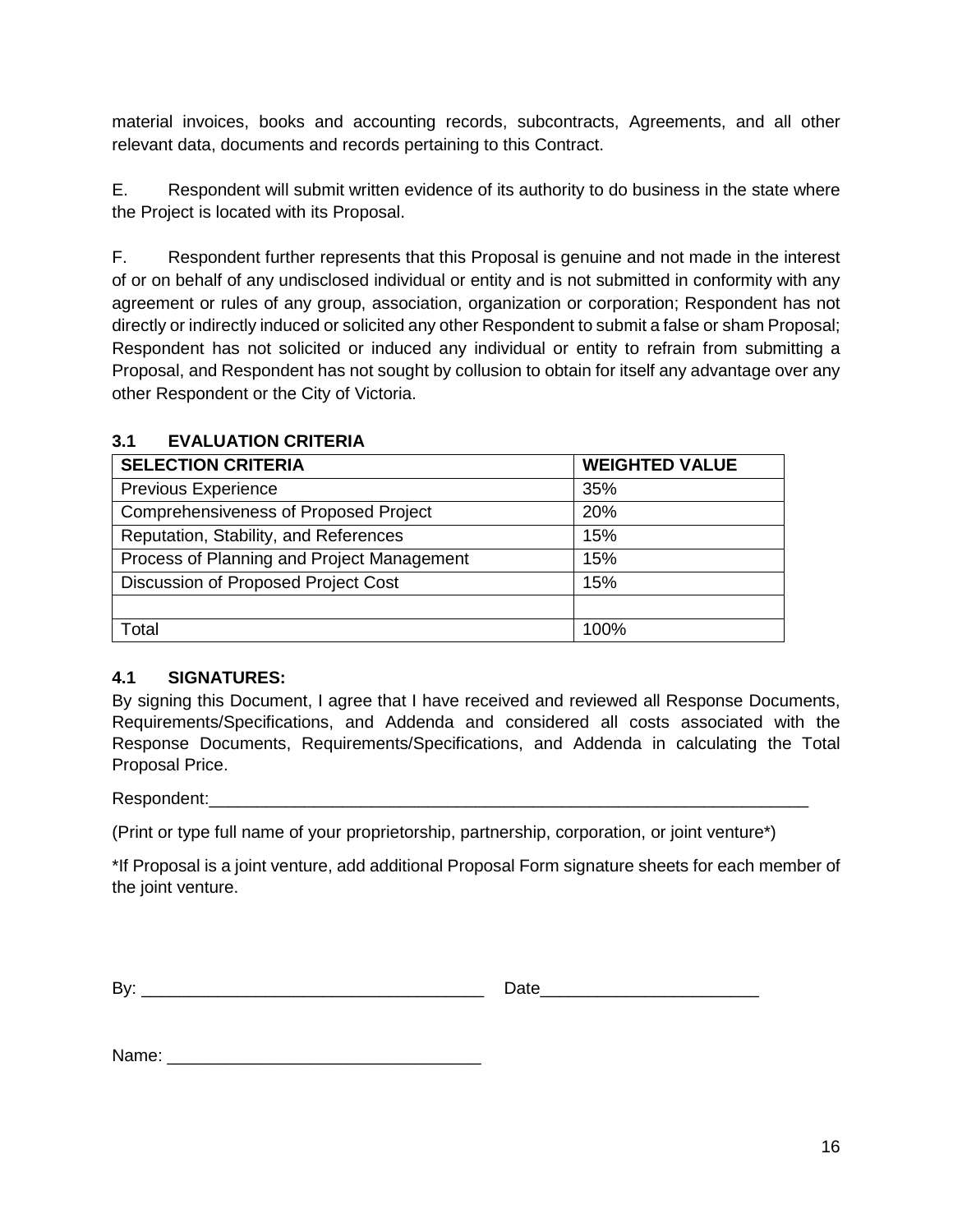material invoices, books and accounting records, subcontracts, Agreements, and all other relevant data, documents and records pertaining to this Contract.

E. Respondent will submit written evidence of its authority to do business in the state where the Project is located with its Proposal.

F. Respondent further represents that this Proposal is genuine and not made in the interest of or on behalf of any undisclosed individual or entity and is not submitted in conformity with any agreement or rules of any group, association, organization or corporation; Respondent has not directly or indirectly induced or solicited any other Respondent to submit a false or sham Proposal; Respondent has not solicited or induced any individual or entity to refrain from submitting a Proposal, and Respondent has not sought by collusion to obtain for itself any advantage over any other Respondent or the City of Victoria.

### 3.1 EVALUATION CRITERIA

| SELECTION CRITERIA | WEIGHTED VALUE |
|---|---|
| Previous Experience | 35% |
| Comprehensiveness of Proposed Project | 20% |
| Reputation, Stability, and References | 15% |
| Process of Planning and Project Management | 15% |
| Discussion of Proposed Project Cost | 15% |
| | |
| Total | 100% |

### 4.1 SIGNATURES:

By signing this Document, I agree that I have received and reviewed all Response Documents, Requirements/Specifications, and Addenda and considered all costs associated with the Response Documents, Requirements/Specifications, and Addenda in calculating the Total Proposal Price.

Respondent:_________________________________________________________________

(Print or type full name of your proprietorship, partnership, corporation, or joint venture*)

*If Proposal is a joint venture, add additional Proposal Form signature sheets for each member of the joint venture.

By: ____________________________________ Date_______________________

Name: _________________________________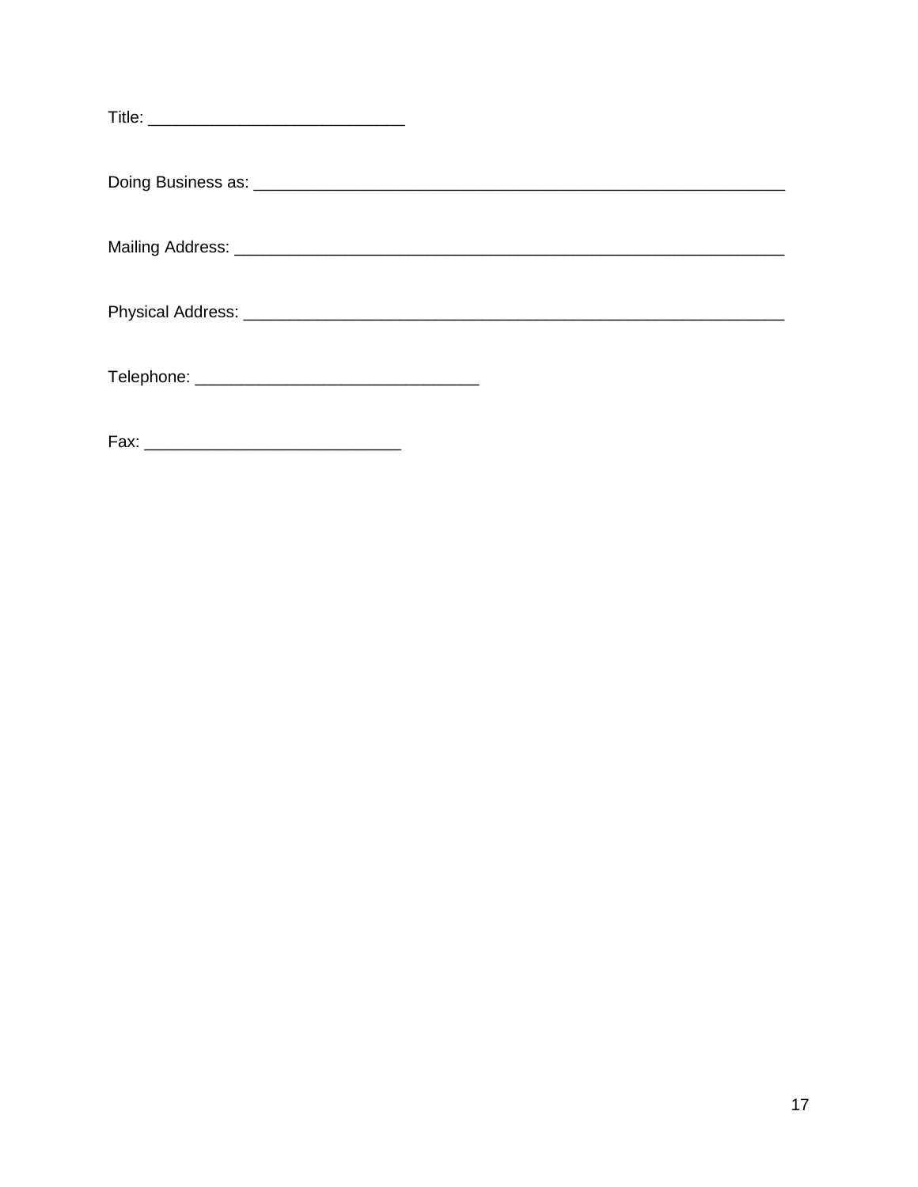Title: ____________________________

Doing Business as: ____________________________________________________________

Mailing Address: ______________________________________________________________

Physical Address: _____________________________________________________________

Telephone: _______________________________

Fax: ____________________________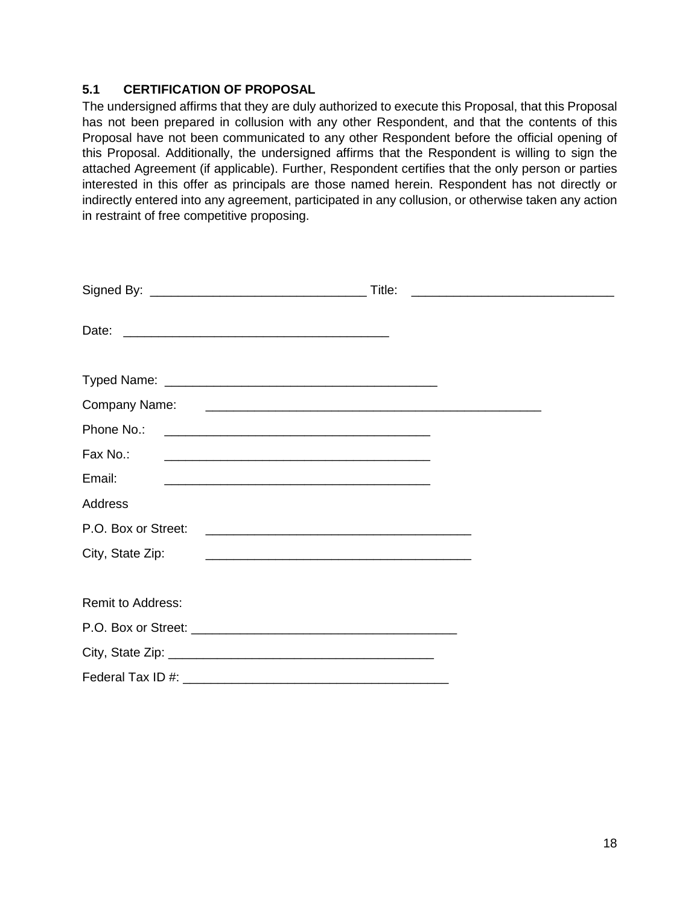### 5.1 CERTIFICATION OF PROPOSAL

The undersigned affirms that they are duly authorized to execute this Proposal, that this Proposal has not been prepared in collusion with any other Respondent, and that the contents of this Proposal have not been communicated to any other Respondent before the official opening of this Proposal. Additionally, the undersigned affirms that the Respondent is willing to sign the attached Agreement (if applicable). Further, Respondent certifies that the only person or parties interested in this offer as principals are those named herein. Respondent has not directly or indirectly entered into any agreement, participated in any collusion, or otherwise taken any action in restraint of free competitive proposing.

Signed By: _______________________________ Title: ____________________________

Date: ______________________________________

Typed Name: _______________________________________

Company Name: ________________________________________________

Phone No.: ______________________________________

Fax No.: ______________________________________

Email: ______________________________________

Address

P.O. Box or Street: ______________________________________

City, State Zip: ______________________________________

Remit to Address:

P.O. Box or Street: ______________________________________

City, State Zip: ______________________________________

Federal Tax ID #: ______________________________________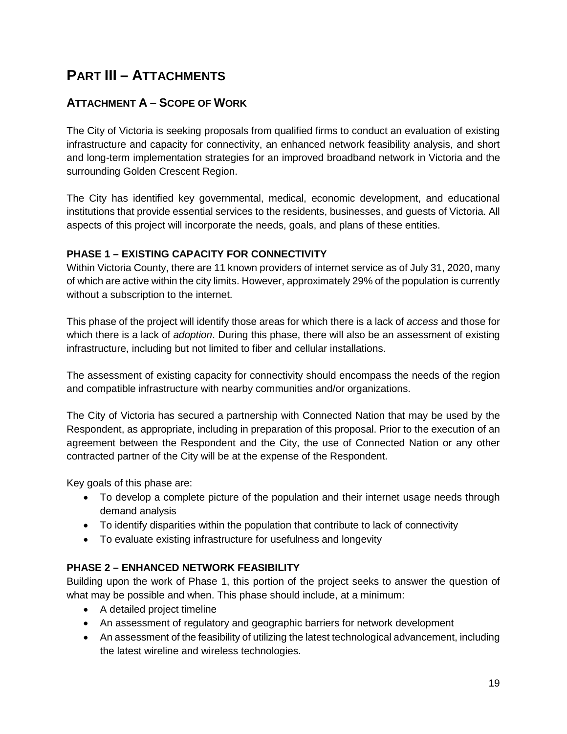# Part III – Attachments

## Attachment A – Scope of Work

The City of Victoria is seeking proposals from qualified firms to conduct an evaluation of existing infrastructure and capacity for connectivity, an enhanced network feasibility analysis, and short and long-term implementation strategies for an improved broadband network in Victoria and the surrounding Golden Crescent Region.

The City has identified key governmental, medical, economic development, and educational institutions that provide essential services to the residents, businesses, and guests of Victoria. All aspects of this project will incorporate the needs, goals, and plans of these entities.

### PHASE 1 – EXISTING CAPACITY FOR CONNECTIVITY

Within Victoria County, there are 11 known providers of internet service as of July 31, 2020, many of which are active within the city limits. However, approximately 29% of the population is currently without a subscription to the internet.

This phase of the project will identify those areas for which there is a lack of *access* and those for which there is a lack of *adoption*. During this phase, there will also be an assessment of existing infrastructure, including but not limited to fiber and cellular installations.

The assessment of existing capacity for connectivity should encompass the needs of the region and compatible infrastructure with nearby communities and/or organizations.

The City of Victoria has secured a partnership with Connected Nation that may be used by the Respondent, as appropriate, including in preparation of this proposal. Prior to the execution of an agreement between the Respondent and the City, the use of Connected Nation or any other contracted partner of the City will be at the expense of the Respondent.

Key goals of this phase are:

- To develop a complete picture of the population and their internet usage needs through demand analysis
- To identify disparities within the population that contribute to lack of connectivity
- To evaluate existing infrastructure for usefulness and longevity

### PHASE 2 – ENHANCED NETWORK FEASIBILITY

Building upon the work of Phase 1, this portion of the project seeks to answer the question of what may be possible and when. This phase should include, at a minimum:

- A detailed project timeline
- An assessment of regulatory and geographic barriers for network development
- An assessment of the feasibility of utilizing the latest technological advancement, including the latest wireline and wireless technologies.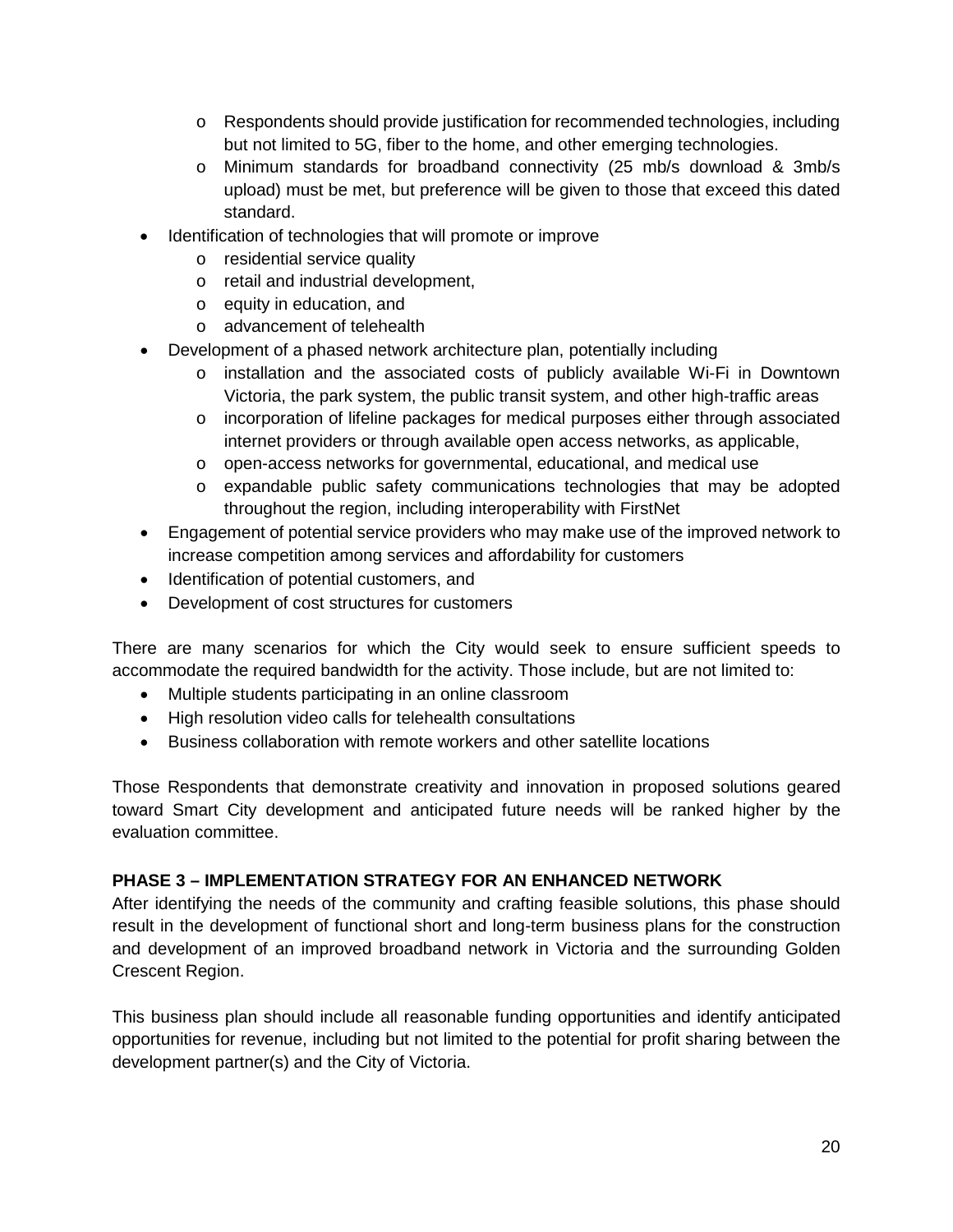- Respondents should provide justification for recommended technologies, including but not limited to 5G, fiber to the home, and other emerging technologies.
  - Minimum standards for broadband connectivity (25 mb/s download & 3mb/s upload) must be met, but preference will be given to those that exceed this dated standard.
- Identification of technologies that will promote or improve
  - residential service quality
  - retail and industrial development,
  - equity in education, and
  - advancement of telehealth
- Development of a phased network architecture plan, potentially including
  - installation and the associated costs of publicly available Wi-Fi in Downtown Victoria, the park system, the public transit system, and other high-traffic areas
  - incorporation of lifeline packages for medical purposes either through associated internet providers or through available open access networks, as applicable,
  - open-access networks for governmental, educational, and medical use
  - expandable public safety communications technologies that may be adopted throughout the region, including interoperability with FirstNet
- Engagement of potential service providers who may make use of the improved network to increase competition among services and affordability for customers
- Identification of potential customers, and
- Development of cost structures for customers

There are many scenarios for which the City would seek to ensure sufficient speeds to accommodate the required bandwidth for the activity. Those include, but are not limited to:

- Multiple students participating in an online classroom
- High resolution video calls for telehealth consultations
- Business collaboration with remote workers and other satellite locations

Those Respondents that demonstrate creativity and innovation in proposed solutions geared toward Smart City development and anticipated future needs will be ranked higher by the evaluation committee.

**PHASE 3 – IMPLEMENTATION STRATEGY FOR AN ENHANCED NETWORK**

After identifying the needs of the community and crafting feasible solutions, this phase should result in the development of functional short and long-term business plans for the construction and development of an improved broadband network in Victoria and the surrounding Golden Crescent Region.

This business plan should include all reasonable funding opportunities and identify anticipated opportunities for revenue, including but not limited to the potential for profit sharing between the development partner(s) and the City of Victoria.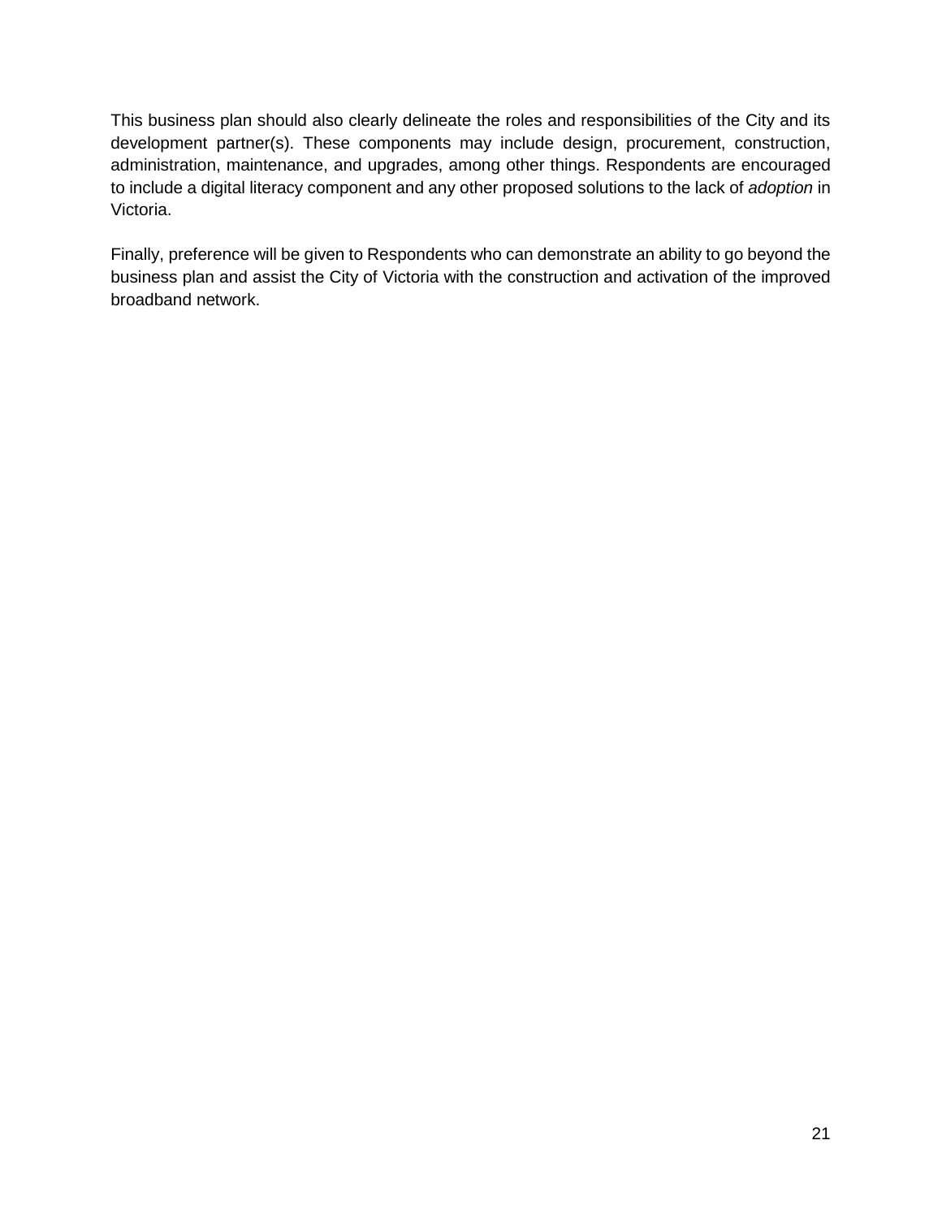This business plan should also clearly delineate the roles and responsibilities of the City and its development partner(s). These components may include design, procurement, construction, administration, maintenance, and upgrades, among other things. Respondents are encouraged to include a digital literacy component and any other proposed solutions to the lack of *adoption* in Victoria.

Finally, preference will be given to Respondents who can demonstrate an ability to go beyond the business plan and assist the City of Victoria with the construction and activation of the improved broadband network.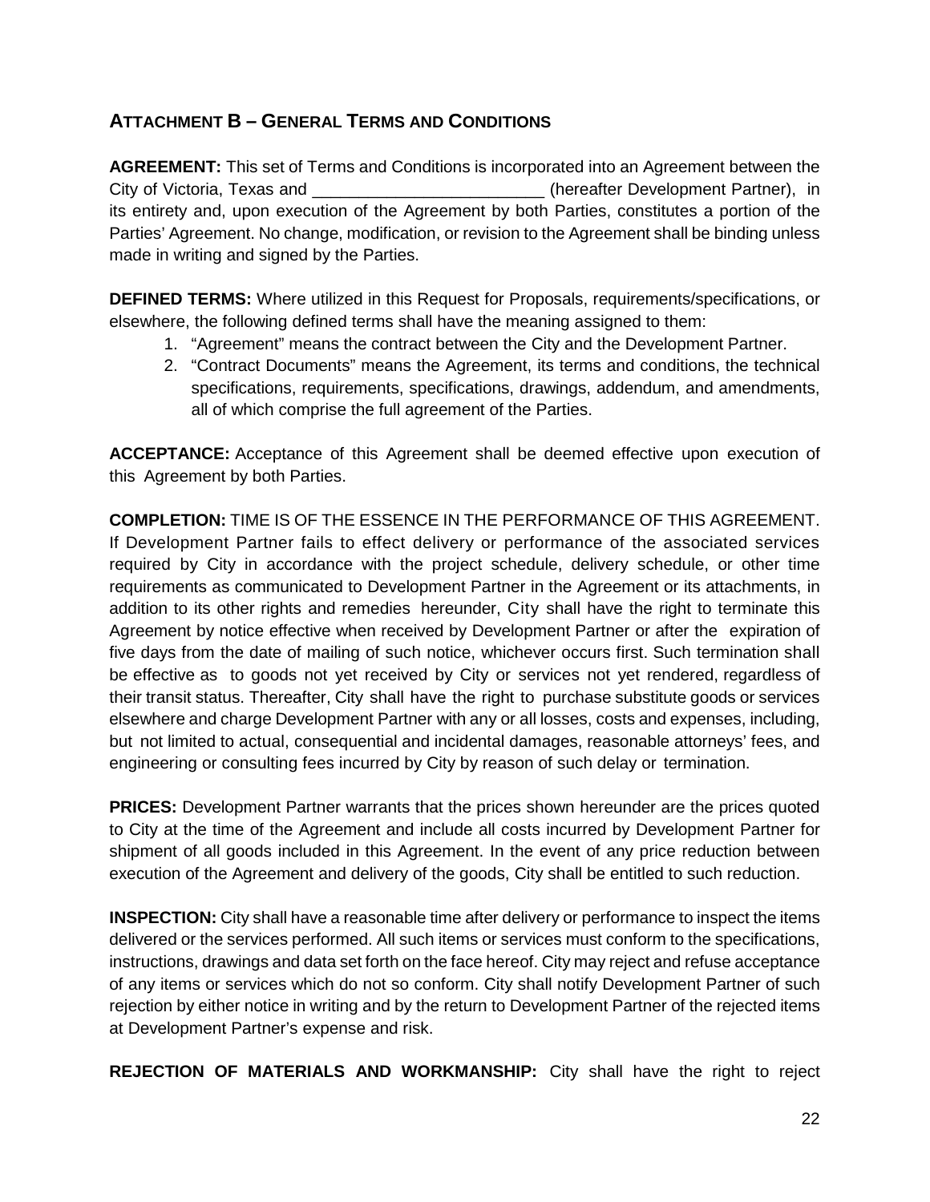## ATTACHMENT B – GENERAL TERMS AND CONDITIONS

**AGREEMENT:** This set of Terms and Conditions is incorporated into an Agreement between the City of Victoria, Texas and _________________________ (hereafter Development Partner), in its entirety and, upon execution of the Agreement by both Parties, constitutes a portion of the Parties' Agreement. No change, modification, or revision to the Agreement shall be binding unless made in writing and signed by the Parties.

**DEFINED TERMS:** Where utilized in this Request for Proposals, requirements/specifications, or elsewhere, the following defined terms shall have the meaning assigned to them:

1. "Agreement" means the contract between the City and the Development Partner.
2. "Contract Documents" means the Agreement, its terms and conditions, the technical specifications, requirements, specifications, drawings, addendum, and amendments, all of which comprise the full agreement of the Parties.

**ACCEPTANCE:** Acceptance of this Agreement shall be deemed effective upon execution of this Agreement by both Parties.

**COMPLETION:** TIME IS OF THE ESSENCE IN THE PERFORMANCE OF THIS AGREEMENT. If Development Partner fails to effect delivery or performance of the associated services required by City in accordance with the project schedule, delivery schedule, or other time requirements as communicated to Development Partner in the Agreement or its attachments, in addition to its other rights and remedies hereunder, City shall have the right to terminate this Agreement by notice effective when received by Development Partner or after the expiration of five days from the date of mailing of such notice, whichever occurs first. Such termination shall be effective as to goods not yet received by City or services not yet rendered, regardless of their transit status. Thereafter, City shall have the right to purchase substitute goods or services elsewhere and charge Development Partner with any or all losses, costs and expenses, including, but not limited to actual, consequential and incidental damages, reasonable attorneys' fees, and engineering or consulting fees incurred by City by reason of such delay or termination.

**PRICES:** Development Partner warrants that the prices shown hereunder are the prices quoted to City at the time of the Agreement and include all costs incurred by Development Partner for shipment of all goods included in this Agreement. In the event of any price reduction between execution of the Agreement and delivery of the goods, City shall be entitled to such reduction.

**INSPECTION:** City shall have a reasonable time after delivery or performance to inspect the items delivered or the services performed. All such items or services must conform to the specifications, instructions, drawings and data set forth on the face hereof. City may reject and refuse acceptance of any items or services which do not so conform. City shall notify Development Partner of such rejection by either notice in writing and by the return to Development Partner of the rejected items at Development Partner's expense and risk.

**REJECTION OF MATERIALS AND WORKMANSHIP:** City shall have the right to reject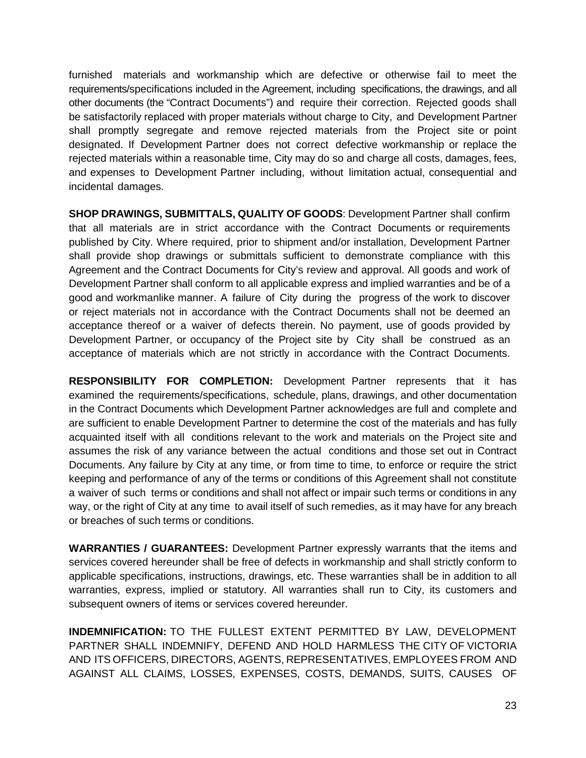furnished materials and workmanship which are defective or otherwise fail to meet the requirements/specifications included in the Agreement, including specifications, the drawings, and all other documents (the "Contract Documents") and require their correction. Rejected goods shall be satisfactorily replaced with proper materials without charge to City, and Development Partner shall promptly segregate and remove rejected materials from the Project site or point designated. If Development Partner does not correct defective workmanship or replace the rejected materials within a reasonable time, City may do so and charge all costs, damages, fees, and expenses to Development Partner including, without limitation actual, consequential and incidental damages.

**SHOP DRAWINGS, SUBMITTALS, QUALITY OF GOODS**: Development Partner shall confirm that all materials are in strict accordance with the Contract Documents or requirements published by City. Where required, prior to shipment and/or installation, Development Partner shall provide shop drawings or submittals sufficient to demonstrate compliance with this Agreement and the Contract Documents for City's review and approval. All goods and work of Development Partner shall conform to all applicable express and implied warranties and be of a good and workmanlike manner. A failure of City during the progress of the work to discover or reject materials not in accordance with the Contract Documents shall not be deemed an acceptance thereof or a waiver of defects therein. No payment, use of goods provided by Development Partner, or occupancy of the Project site by City shall be construed as an acceptance of materials which are not strictly in accordance with the Contract Documents.

**RESPONSIBILITY FOR COMPLETION:** Development Partner represents that it has examined the requirements/specifications, schedule, plans, drawings, and other documentation in the Contract Documents which Development Partner acknowledges are full and complete and are sufficient to enable Development Partner to determine the cost of the materials and has fully acquainted itself with all conditions relevant to the work and materials on the Project site and assumes the risk of any variance between the actual conditions and those set out in Contract Documents. Any failure by City at any time, or from time to time, to enforce or require the strict keeping and performance of any of the terms or conditions of this Agreement shall not constitute a waiver of such terms or conditions and shall not affect or impair such terms or conditions in any way, or the right of City at any time to avail itself of such remedies, as it may have for any breach or breaches of such terms or conditions.

**WARRANTIES / GUARANTEES:** Development Partner expressly warrants that the items and services covered hereunder shall be free of defects in workmanship and shall strictly conform to applicable specifications, instructions, drawings, etc. These warranties shall be in addition to all warranties, express, implied or statutory. All warranties shall run to City, its customers and subsequent owners of items or services covered hereunder.

**INDEMNIFICATION:** TO THE FULLEST EXTENT PERMITTED BY LAW, DEVELOPMENT PARTNER SHALL INDEMNIFY, DEFEND AND HOLD HARMLESS THE CITY OF VICTORIA AND ITS OFFICERS, DIRECTORS, AGENTS, REPRESENTATIVES, EMPLOYEES FROM AND AGAINST ALL CLAIMS, LOSSES, EXPENSES, COSTS, DEMANDS, SUITS, CAUSES OF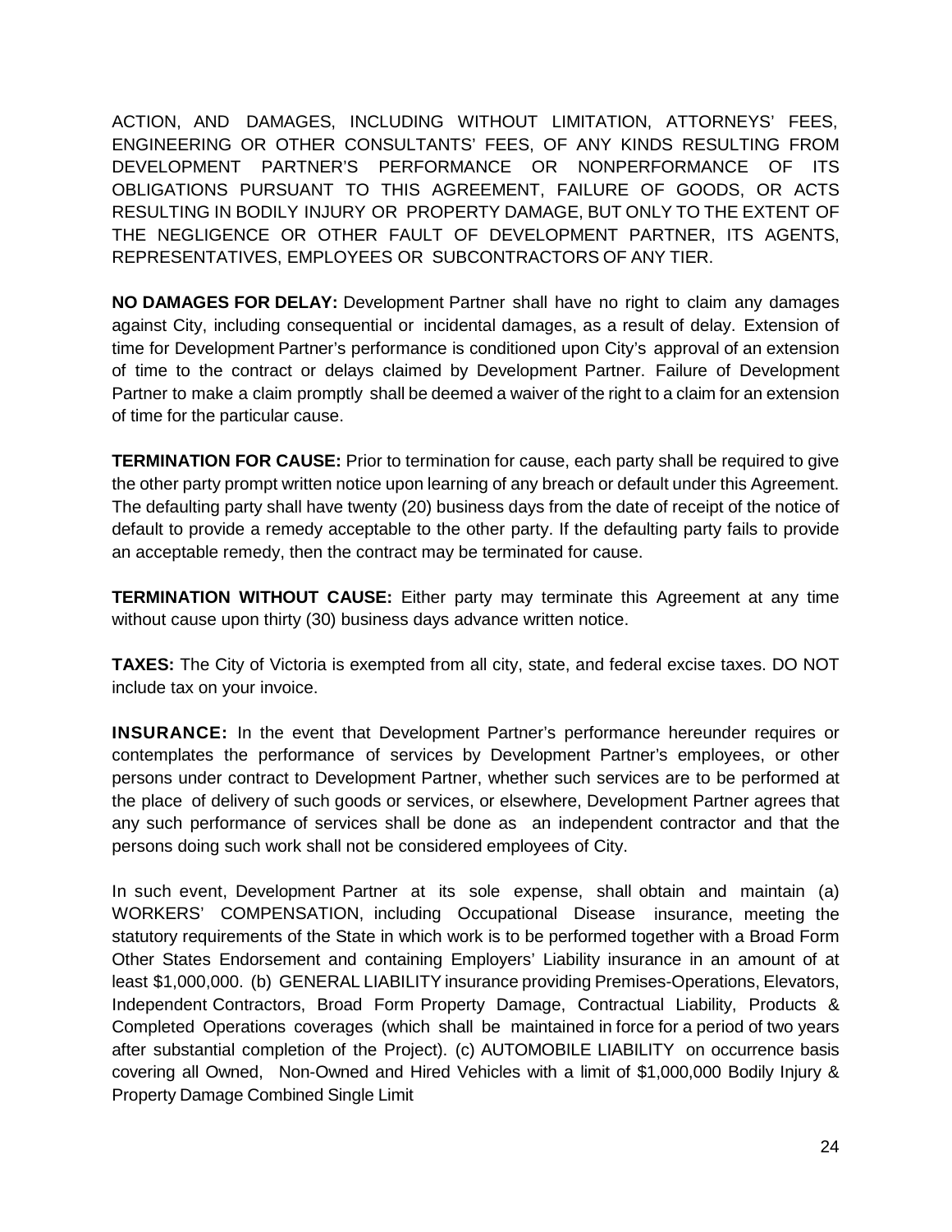ACTION, AND DAMAGES, INCLUDING WITHOUT LIMITATION, ATTORNEYS' FEES, ENGINEERING OR OTHER CONSULTANTS' FEES, OF ANY KINDS RESULTING FROM DEVELOPMENT PARTNER'S PERFORMANCE OR NONPERFORMANCE OF ITS OBLIGATIONS PURSUANT TO THIS AGREEMENT, FAILURE OF GOODS, OR ACTS RESULTING IN BODILY INJURY OR PROPERTY DAMAGE, BUT ONLY TO THE EXTENT OF THE NEGLIGENCE OR OTHER FAULT OF DEVELOPMENT PARTNER, ITS AGENTS, REPRESENTATIVES, EMPLOYEES OR SUBCONTRACTORS OF ANY TIER.

**NO DAMAGES FOR DELAY:** Development Partner shall have no right to claim any damages against City, including consequential or incidental damages, as a result of delay. Extension of time for Development Partner's performance is conditioned upon City's approval of an extension of time to the contract or delays claimed by Development Partner. Failure of Development Partner to make a claim promptly shall be deemed a waiver of the right to a claim for an extension of time for the particular cause.

**TERMINATION FOR CAUSE:** Prior to termination for cause, each party shall be required to give the other party prompt written notice upon learning of any breach or default under this Agreement. The defaulting party shall have twenty (20) business days from the date of receipt of the notice of default to provide a remedy acceptable to the other party. If the defaulting party fails to provide an acceptable remedy, then the contract may be terminated for cause.

**TERMINATION WITHOUT CAUSE:** Either party may terminate this Agreement at any time without cause upon thirty (30) business days advance written notice.

**TAXES:** The City of Victoria is exempted from all city, state, and federal excise taxes. DO NOT include tax on your invoice.

**INSURANCE:** In the event that Development Partner's performance hereunder requires or contemplates the performance of services by Development Partner's employees, or other persons under contract to Development Partner, whether such services are to be performed at the place of delivery of such goods or services, or elsewhere, Development Partner agrees that any such performance of services shall be done as an independent contractor and that the persons doing such work shall not be considered employees of City.

In such event, Development Partner at its sole expense, shall obtain and maintain (a) WORKERS' COMPENSATION, including Occupational Disease insurance, meeting the statutory requirements of the State in which work is to be performed together with a Broad Form Other States Endorsement and containing Employers' Liability insurance in an amount of at least $1,000,000. (b) GENERAL LIABILITY insurance providing Premises-Operations, Elevators, Independent Contractors, Broad Form Property Damage, Contractual Liability, Products & Completed Operations coverages (which shall be maintained in force for a period of two years after substantial completion of the Project). (c) AUTOMOBILE LIABILITY on occurrence basis covering all Owned, Non-Owned and Hired Vehicles with a limit of $1,000,000 Bodily Injury & Property Damage Combined Single Limit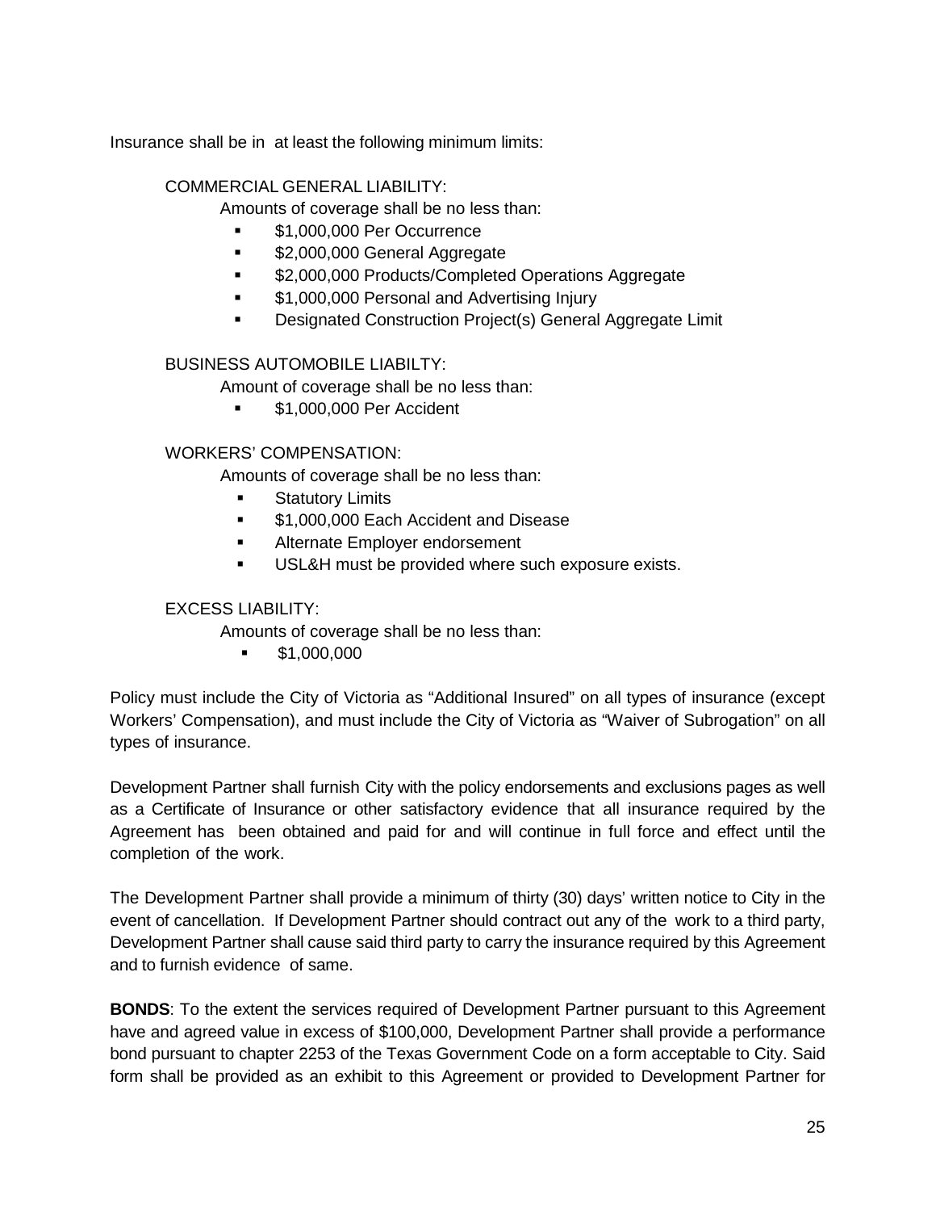Insurance shall be in at least the following minimum limits:

COMMERCIAL GENERAL LIABILITY:

Amounts of coverage shall be no less than:

- $1,000,000 Per Occurrence
- $2,000,000 General Aggregate
- $2,000,000 Products/Completed Operations Aggregate
- $1,000,000 Personal and Advertising Injury
- Designated Construction Project(s) General Aggregate Limit

BUSINESS AUTOMOBILE LIABILTY:

Amount of coverage shall be no less than:

- $1,000,000 Per Accident

WORKERS' COMPENSATION:

Amounts of coverage shall be no less than:

- Statutory Limits
- $1,000,000 Each Accident and Disease
- Alternate Employer endorsement
- USL&H must be provided where such exposure exists.

EXCESS LIABILITY:

Amounts of coverage shall be no less than:

- $1,000,000

Policy must include the City of Victoria as "Additional Insured" on all types of insurance (except Workers' Compensation), and must include the City of Victoria as "Waiver of Subrogation" on all types of insurance.

Development Partner shall furnish City with the policy endorsements and exclusions pages as well as a Certificate of Insurance or other satisfactory evidence that all insurance required by the Agreement has been obtained and paid for and will continue in full force and effect until the completion of the work.

The Development Partner shall provide a minimum of thirty (30) days' written notice to City in the event of cancellation. If Development Partner should contract out any of the work to a third party, Development Partner shall cause said third party to carry the insurance required by this Agreement and to furnish evidence of same.

**BONDS**: To the extent the services required of Development Partner pursuant to this Agreement have and agreed value in excess of $100,000, Development Partner shall provide a performance bond pursuant to chapter 2253 of the Texas Government Code on a form acceptable to City. Said form shall be provided as an exhibit to this Agreement or provided to Development Partner for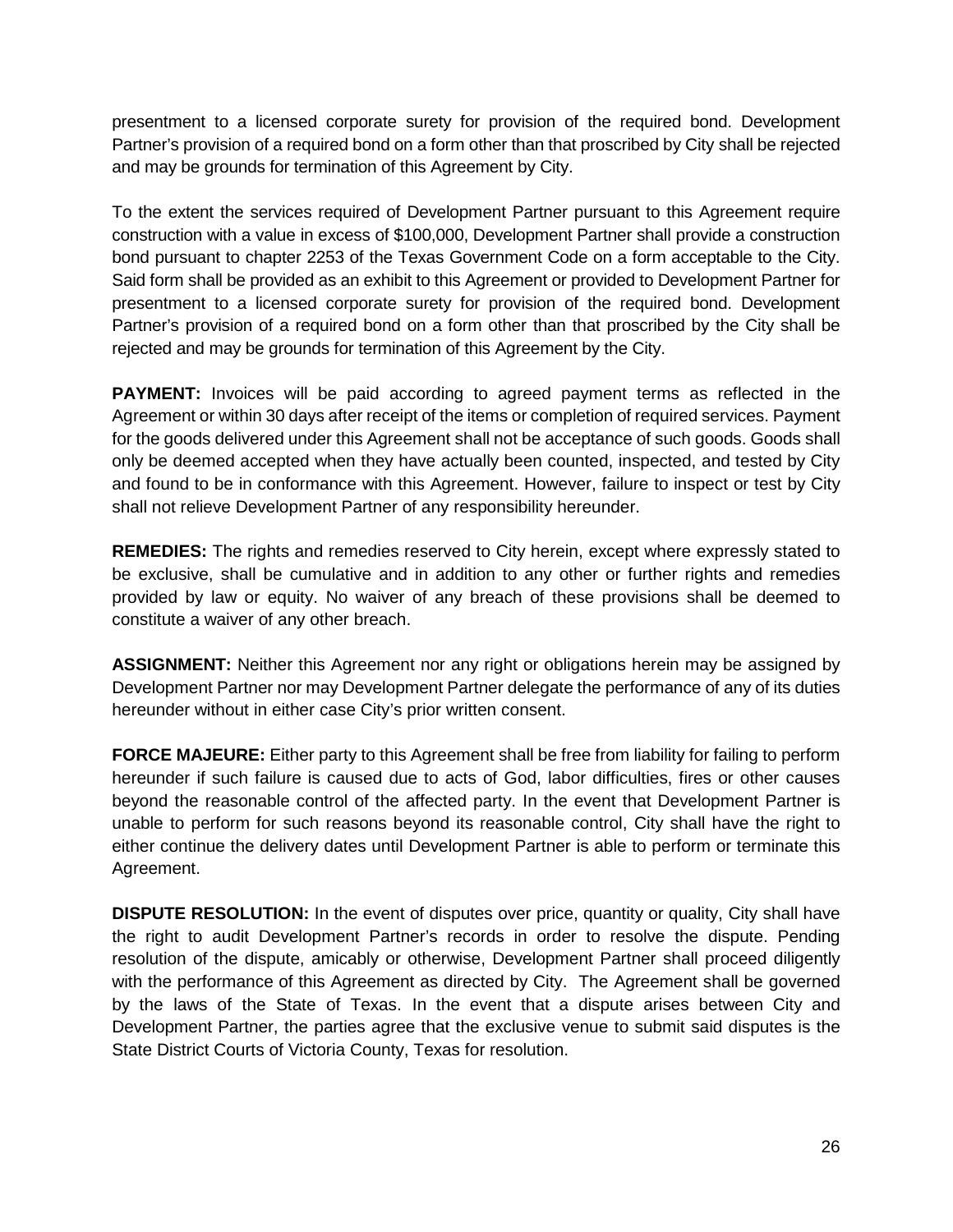presentment to a licensed corporate surety for provision of the required bond. Development Partner's provision of a required bond on a form other than that proscribed by City shall be rejected and may be grounds for termination of this Agreement by City.

To the extent the services required of Development Partner pursuant to this Agreement require construction with a value in excess of $100,000, Development Partner shall provide a construction bond pursuant to chapter 2253 of the Texas Government Code on a form acceptable to the City. Said form shall be provided as an exhibit to this Agreement or provided to Development Partner for presentment to a licensed corporate surety for provision of the required bond. Development Partner's provision of a required bond on a form other than that proscribed by the City shall be rejected and may be grounds for termination of this Agreement by the City.

**PAYMENT:** Invoices will be paid according to agreed payment terms as reflected in the Agreement or within 30 days after receipt of the items or completion of required services. Payment for the goods delivered under this Agreement shall not be acceptance of such goods. Goods shall only be deemed accepted when they have actually been counted, inspected, and tested by City and found to be in conformance with this Agreement. However, failure to inspect or test by City shall not relieve Development Partner of any responsibility hereunder.

**REMEDIES:** The rights and remedies reserved to City herein, except where expressly stated to be exclusive, shall be cumulative and in addition to any other or further rights and remedies provided by law or equity. No waiver of any breach of these provisions shall be deemed to constitute a waiver of any other breach.

**ASSIGNMENT:** Neither this Agreement nor any right or obligations herein may be assigned by Development Partner nor may Development Partner delegate the performance of any of its duties hereunder without in either case City's prior written consent.

**FORCE MAJEURE:** Either party to this Agreement shall be free from liability for failing to perform hereunder if such failure is caused due to acts of God, labor difficulties, fires or other causes beyond the reasonable control of the affected party. In the event that Development Partner is unable to perform for such reasons beyond its reasonable control, City shall have the right to either continue the delivery dates until Development Partner is able to perform or terminate this Agreement.

**DISPUTE RESOLUTION:** In the event of disputes over price, quantity or quality, City shall have the right to audit Development Partner's records in order to resolve the dispute. Pending resolution of the dispute, amicably or otherwise, Development Partner shall proceed diligently with the performance of this Agreement as directed by City. The Agreement shall be governed by the laws of the State of Texas. In the event that a dispute arises between City and Development Partner, the parties agree that the exclusive venue to submit said disputes is the State District Courts of Victoria County, Texas for resolution.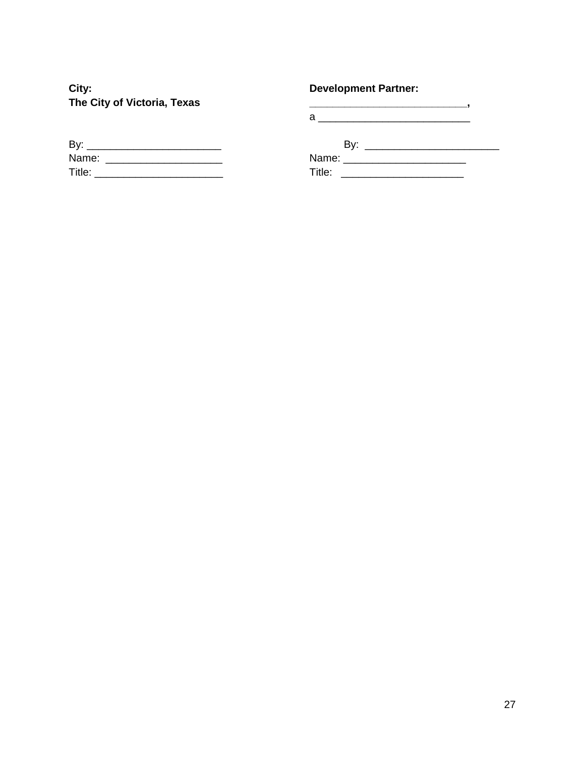**City:**
**The City of Victoria, Texas**

By: _______________________
Name: ____________________
Title: ______________________

**Development Partner:**
**__________________________,**
a __________________________

By: _______________________
Name: _____________________
Title: _____________________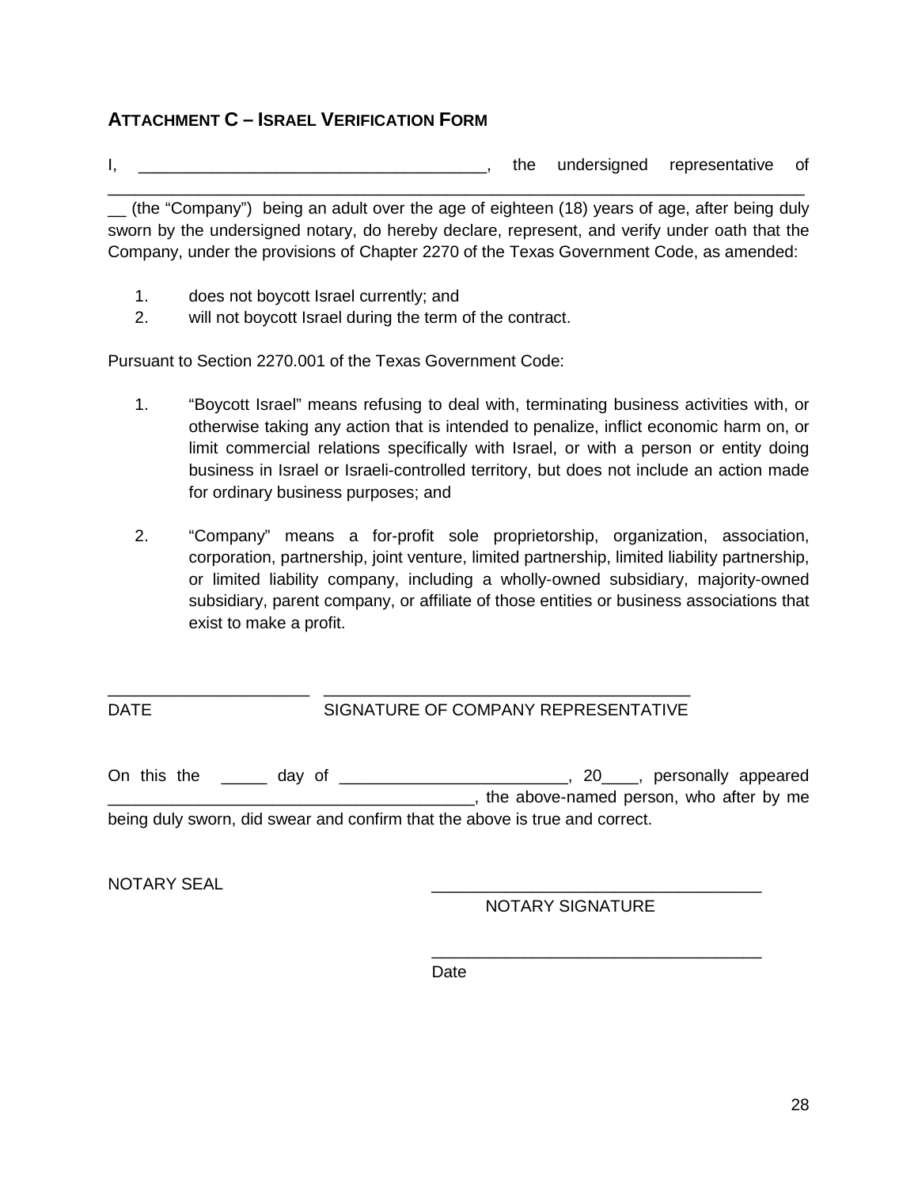## ATTACHMENT C – ISRAEL VERIFICATION FORM

I, ______________________________________, the undersigned representative of ____________________________________________________________________________ __ (the "Company") being an adult over the age of eighteen (18) years of age, after being duly sworn by the undersigned notary, do hereby declare, represent, and verify under oath that the Company, under the provisions of Chapter 2270 of the Texas Government Code, as amended:

1. does not boycott Israel currently; and
2. will not boycott Israel during the term of the contract.

Pursuant to Section 2270.001 of the Texas Government Code:

1. "Boycott Israel" means refusing to deal with, terminating business activities with, or otherwise taking any action that is intended to penalize, inflict economic harm on, or limit commercial relations specifically with Israel, or with a person or entity doing business in Israel or Israeli-controlled territory, but does not include an action made for ordinary business purposes; and

2. "Company" means a for-profit sole proprietorship, organization, association, corporation, partnership, joint venture, limited partnership, limited liability partnership, or limited liability company, including a wholly-owned subsidiary, majority-owned subsidiary, parent company, or affiliate of those entities or business associations that exist to make a profit.

______________________ ________________________________________
DATE SIGNATURE OF COMPANY REPRESENTATIVE

On this the _____ day of ________________________, 20____, personally appeared ________________________________________, the above-named person, who after by me being duly sworn, did swear and confirm that the above is true and correct.

NOTARY SEAL

____________________________________
NOTARY SIGNATURE

____________________________________
Date